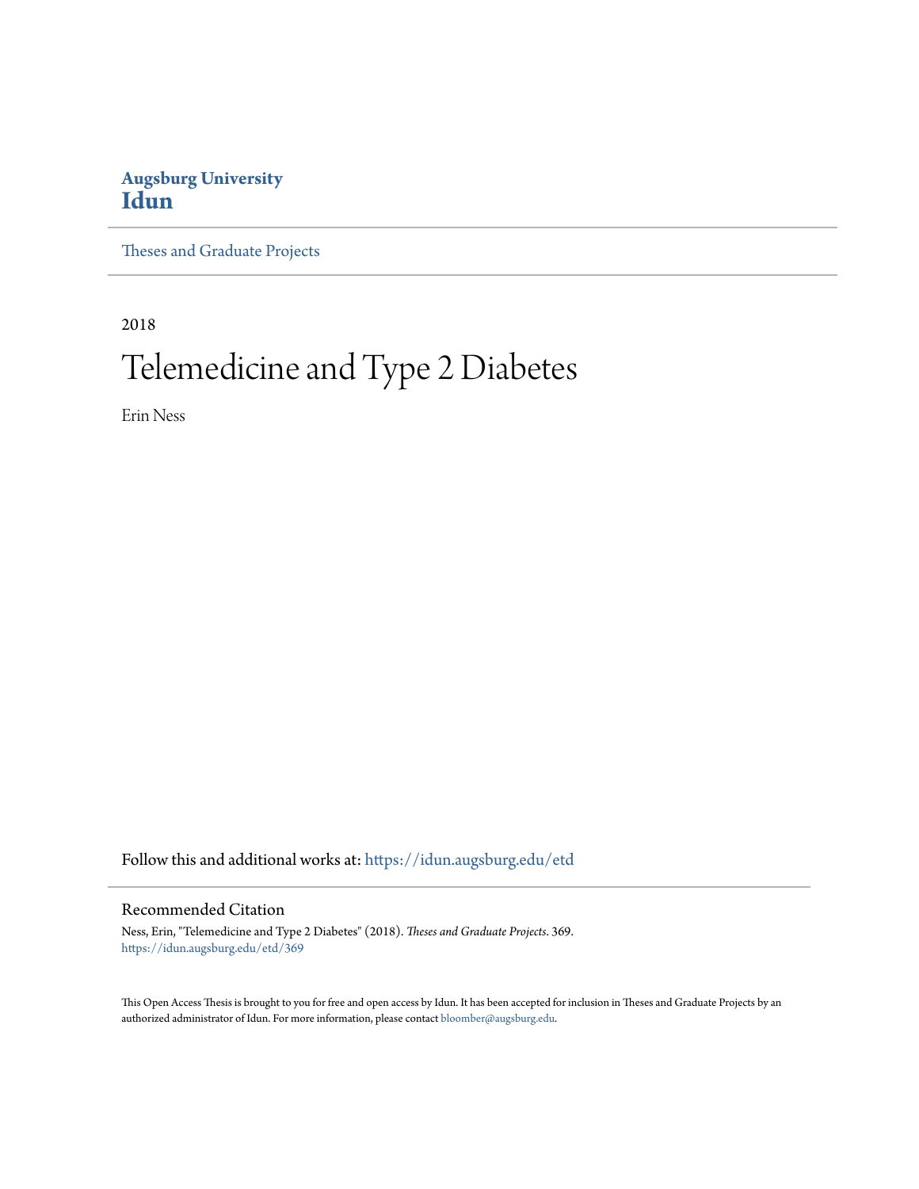**Augsburg University**
**Idun**

Theses and Graduate Projects

2018

# Telemedicine and Type 2 Diabetes

Erin Ness

Follow this and additional works at: https://idun.augsburg.edu/etd

## Recommended Citation

Ness, Erin, "Telemedicine and Type 2 Diabetes" (2018). *Theses and Graduate Projects*. 369.
https://idun.augsburg.edu/etd/369

This Open Access Thesis is brought to you for free and open access by Idun. It has been accepted for inclusion in Theses and Graduate Projects by an authorized administrator of Idun. For more information, please contact bloomber@augsburg.edu.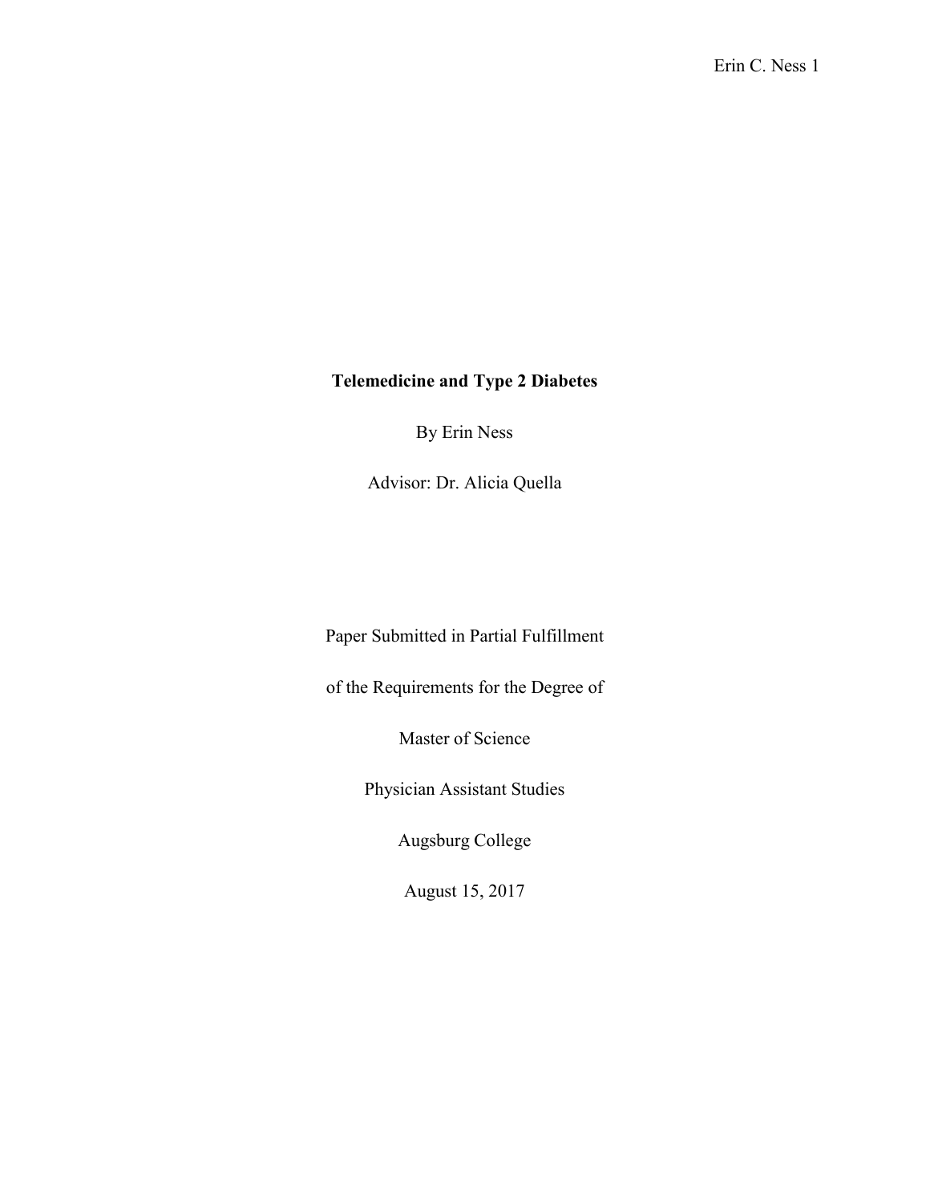**Telemedicine and Type 2 Diabetes**

By Erin Ness

Advisor: Dr. Alicia Quella

Paper Submitted in Partial Fulfillment

of the Requirements for the Degree of

Master of Science

Physician Assistant Studies

Augsburg College

August 15, 2017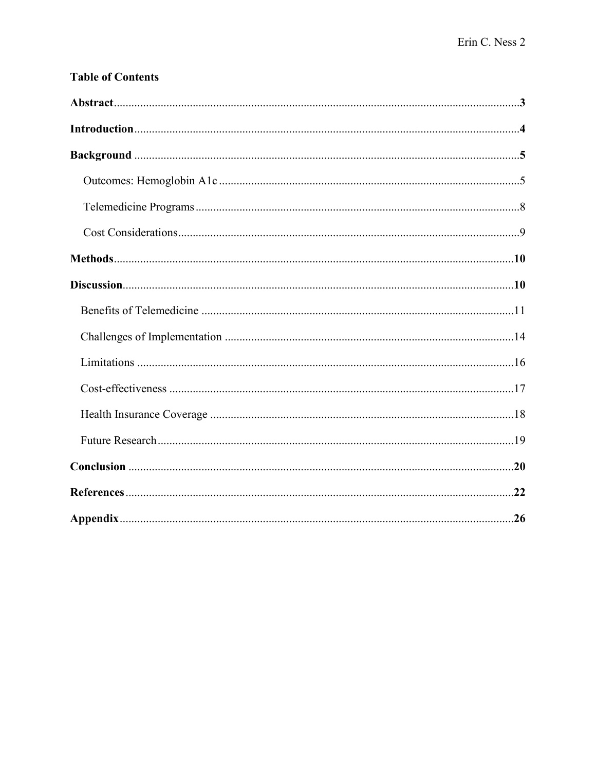**Table of Contents**

**Abstract**...........................................................................................................................**3**

**Introduction**.....................................................................................................................**4**

**Background**......................................................................................................................**5**

Outcomes: Hemoglobin A1c.........................................................................................5

Telemedicine Programs..................................................................................................8

Cost Considerations........................................................................................................9

**Methods**...........................................................................................................................**10**

**Discussion**........................................................................................................................**10**

Benefits of Telemedicine..............................................................................................11

Challenges of Implementation......................................................................................14

Limitations....................................................................................................................16

Cost-effectiveness.........................................................................................................17

Health Insurance Coverage...........................................................................................18

Future Research.............................................................................................................19

**Conclusion**.......................................................................................................................**20**

**References**.......................................................................................................................**22**

**Appendix**.........................................................................................................................**26**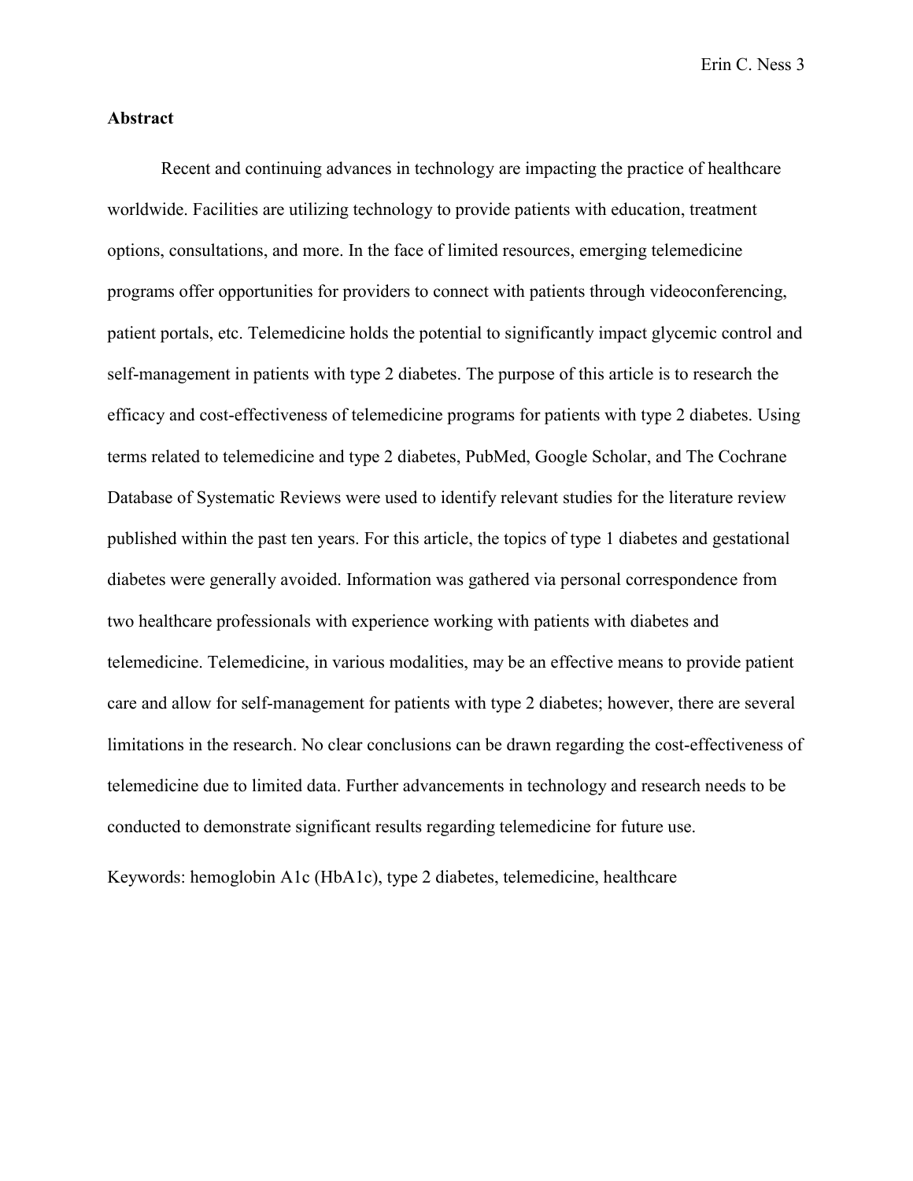## Abstract

Recent and continuing advances in technology are impacting the practice of healthcare worldwide. Facilities are utilizing technology to provide patients with education, treatment options, consultations, and more. In the face of limited resources, emerging telemedicine programs offer opportunities for providers to connect with patients through videoconferencing, patient portals, etc. Telemedicine holds the potential to significantly impact glycemic control and self-management in patients with type 2 diabetes. The purpose of this article is to research the efficacy and cost-effectiveness of telemedicine programs for patients with type 2 diabetes. Using terms related to telemedicine and type 2 diabetes, PubMed, Google Scholar, and The Cochrane Database of Systematic Reviews were used to identify relevant studies for the literature review published within the past ten years. For this article, the topics of type 1 diabetes and gestational diabetes were generally avoided. Information was gathered via personal correspondence from two healthcare professionals with experience working with patients with diabetes and telemedicine. Telemedicine, in various modalities, may be an effective means to provide patient care and allow for self-management for patients with type 2 diabetes; however, there are several limitations in the research. No clear conclusions can be drawn regarding the cost-effectiveness of telemedicine due to limited data. Further advancements in technology and research needs to be conducted to demonstrate significant results regarding telemedicine for future use.

Keywords: hemoglobin A1c (HbA1c), type 2 diabetes, telemedicine, healthcare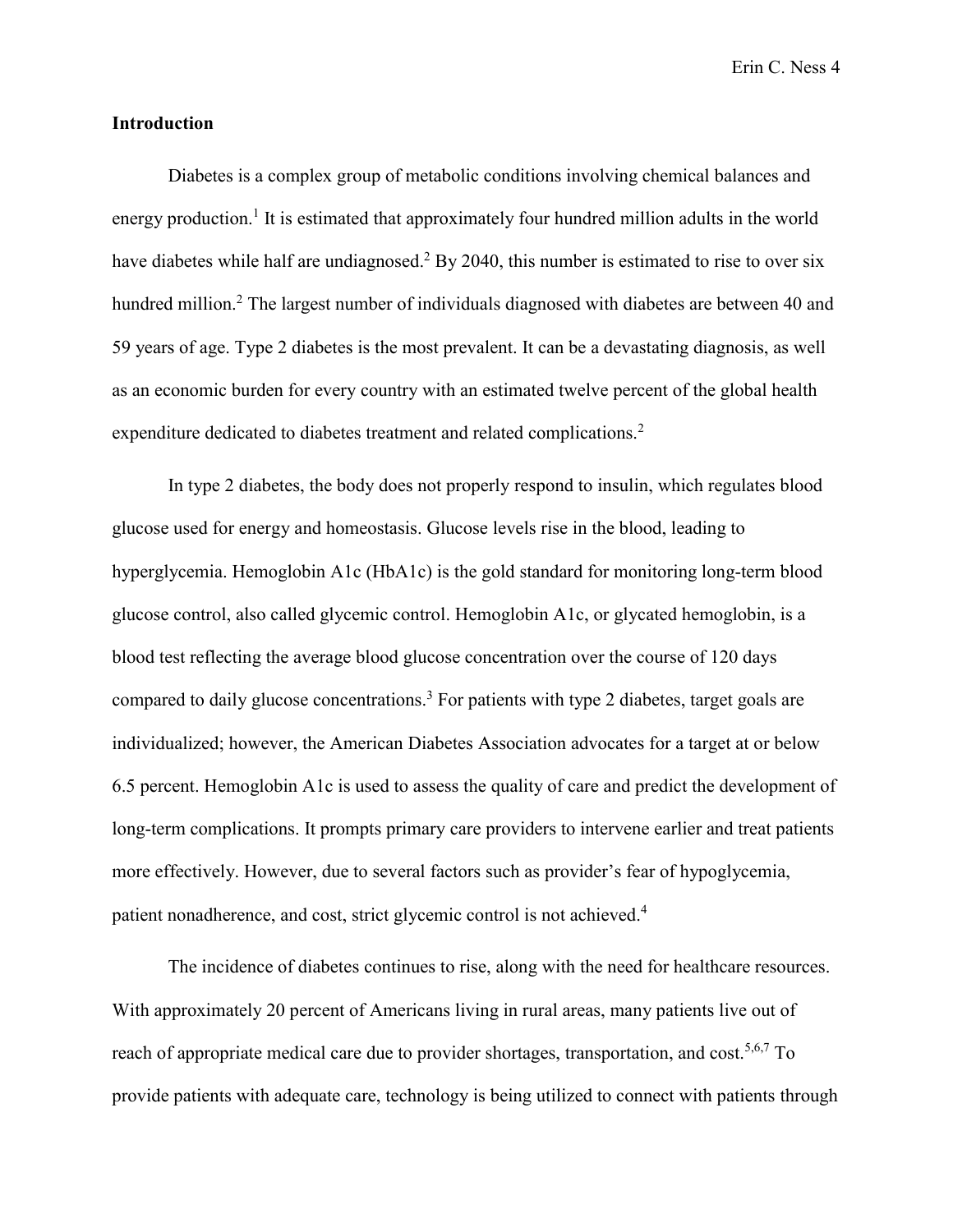## Introduction

Diabetes is a complex group of metabolic conditions involving chemical balances and energy production.[1] It is estimated that approximately four hundred million adults in the world have diabetes while half are undiagnosed.[2] By 2040, this number is estimated to rise to over six hundred million.[2] The largest number of individuals diagnosed with diabetes are between 40 and 59 years of age. Type 2 diabetes is the most prevalent. It can be a devastating diagnosis, as well as an economic burden for every country with an estimated twelve percent of the global health expenditure dedicated to diabetes treatment and related complications.[2]

In type 2 diabetes, the body does not properly respond to insulin, which regulates blood glucose used for energy and homeostasis. Glucose levels rise in the blood, leading to hyperglycemia. Hemoglobin A1c (HbA1c) is the gold standard for monitoring long-term blood glucose control, also called glycemic control. Hemoglobin A1c, or glycated hemoglobin, is a blood test reflecting the average blood glucose concentration over the course of 120 days compared to daily glucose concentrations.[3] For patients with type 2 diabetes, target goals are individualized; however, the American Diabetes Association advocates for a target at or below 6.5 percent. Hemoglobin A1c is used to assess the quality of care and predict the development of long-term complications. It prompts primary care providers to intervene earlier and treat patients more effectively. However, due to several factors such as provider's fear of hypoglycemia, patient nonadherence, and cost, strict glycemic control is not achieved.[4]

The incidence of diabetes continues to rise, along with the need for healthcare resources. With approximately 20 percent of Americans living in rural areas, many patients live out of reach of appropriate medical care due to provider shortages, transportation, and cost.[5,6,7] To provide patients with adequate care, technology is being utilized to connect with patients through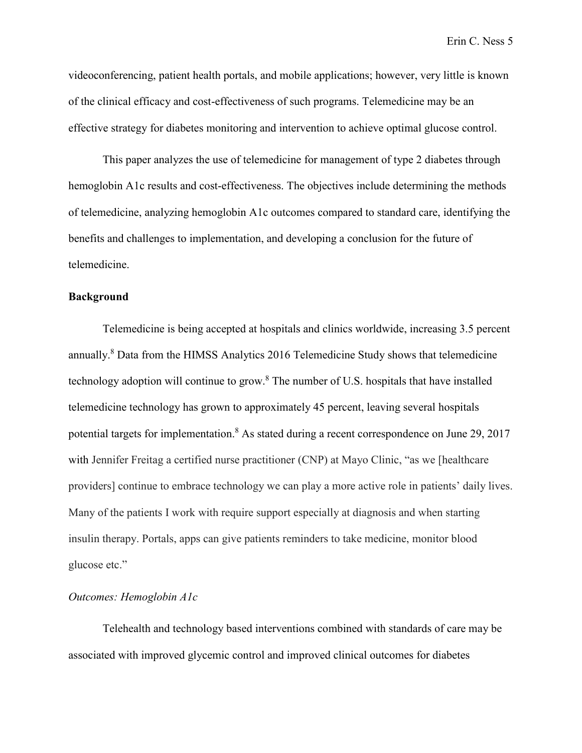videoconferencing, patient health portals, and mobile applications; however, very little is known of the clinical efficacy and cost-effectiveness of such programs. Telemedicine may be an effective strategy for diabetes monitoring and intervention to achieve optimal glucose control.

This paper analyzes the use of telemedicine for management of type 2 diabetes through hemoglobin A1c results and cost-effectiveness. The objectives include determining the methods of telemedicine, analyzing hemoglobin A1c outcomes compared to standard care, identifying the benefits and challenges to implementation, and developing a conclusion for the future of telemedicine.

**Background**

Telemedicine is being accepted at hospitals and clinics worldwide, increasing 3.5 percent annually.[8] Data from the HIMSS Analytics 2016 Telemedicine Study shows that telemedicine technology adoption will continue to grow.[8] The number of U.S. hospitals that have installed telemedicine technology has grown to approximately 45 percent, leaving several hospitals potential targets for implementation.[8] As stated during a recent correspondence on June 29, 2017 with Jennifer Freitag a certified nurse practitioner (CNP) at Mayo Clinic, "as we [healthcare providers] continue to embrace technology we can play a more active role in patients' daily lives. Many of the patients I work with require support especially at diagnosis and when starting insulin therapy. Portals, apps can give patients reminders to take medicine, monitor blood glucose etc."

*Outcomes: Hemoglobin A1c*

Telehealth and technology based interventions combined with standards of care may be associated with improved glycemic control and improved clinical outcomes for diabetes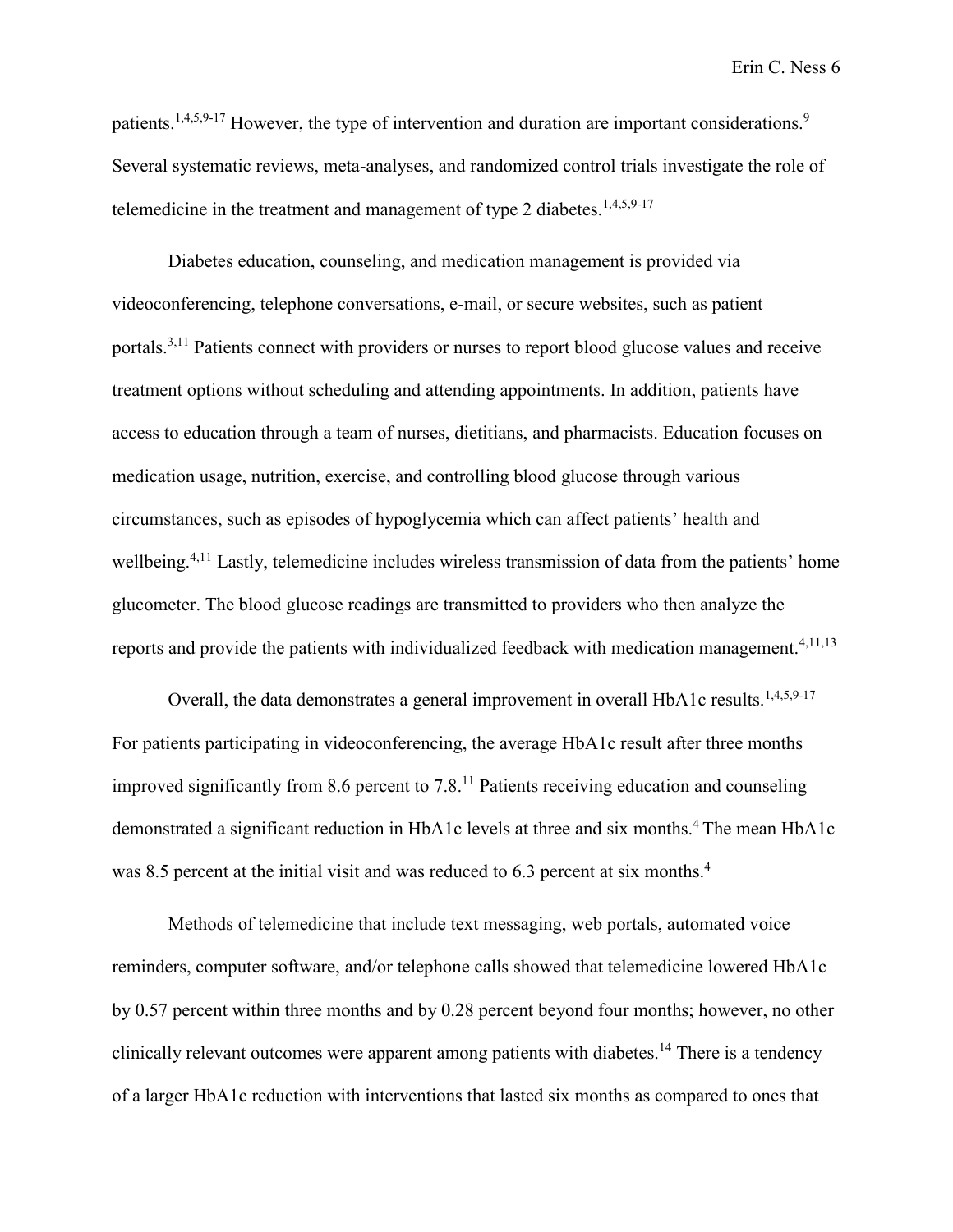patients.[1,4,5,9-17] However, the type of intervention and duration are important considerations.[9] Several systematic reviews, meta-analyses, and randomized control trials investigate the role of telemedicine in the treatment and management of type 2 diabetes.[1,4,5,9-17]

Diabetes education, counseling, and medication management is provided via videoconferencing, telephone conversations, e-mail, or secure websites, such as patient portals.[3,11] Patients connect with providers or nurses to report blood glucose values and receive treatment options without scheduling and attending appointments. In addition, patients have access to education through a team of nurses, dietitians, and pharmacists. Education focuses on medication usage, nutrition, exercise, and controlling blood glucose through various circumstances, such as episodes of hypoglycemia which can affect patients' health and wellbeing.[4,11] Lastly, telemedicine includes wireless transmission of data from the patients' home glucometer. The blood glucose readings are transmitted to providers who then analyze the reports and provide the patients with individualized feedback with medication management.[4,11,13]

Overall, the data demonstrates a general improvement in overall HbA1c results.[1,4,5,9-17] For patients participating in videoconferencing, the average HbA1c result after three months improved significantly from 8.6 percent to 7.8.[11] Patients receiving education and counseling demonstrated a significant reduction in HbA1c levels at three and six months.[4] The mean HbA1c was 8.5 percent at the initial visit and was reduced to 6.3 percent at six months.[4]

Methods of telemedicine that include text messaging, web portals, automated voice reminders, computer software, and/or telephone calls showed that telemedicine lowered HbA1c by 0.57 percent within three months and by 0.28 percent beyond four months; however, no other clinically relevant outcomes were apparent among patients with diabetes.[14] There is a tendency of a larger HbA1c reduction with interventions that lasted six months as compared to ones that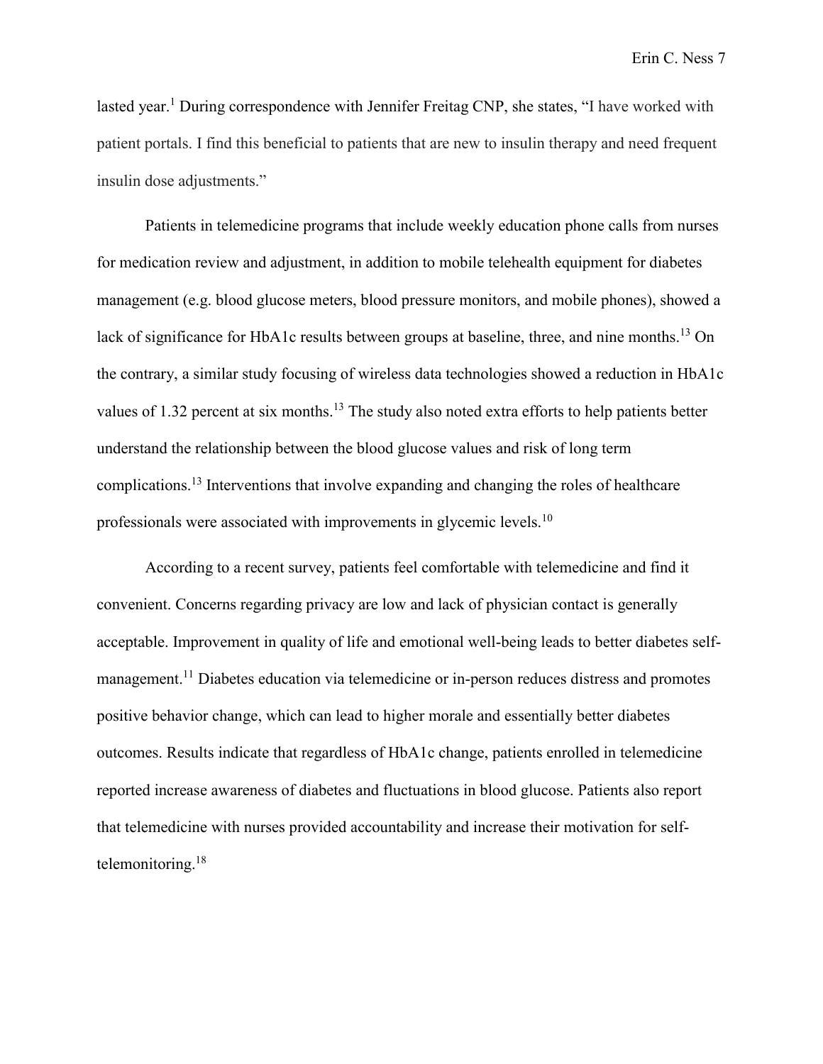lasted year.[1] During correspondence with Jennifer Freitag CNP, she states, "I have worked with patient portals. I find this beneficial to patients that are new to insulin therapy and need frequent insulin dose adjustments."

Patients in telemedicine programs that include weekly education phone calls from nurses for medication review and adjustment, in addition to mobile telehealth equipment for diabetes management (e.g. blood glucose meters, blood pressure monitors, and mobile phones), showed a lack of significance for HbA1c results between groups at baseline, three, and nine months.[13] On the contrary, a similar study focusing of wireless data technologies showed a reduction in HbA1c values of 1.32 percent at six months.[13] The study also noted extra efforts to help patients better understand the relationship between the blood glucose values and risk of long term complications.[13] Interventions that involve expanding and changing the roles of healthcare professionals were associated with improvements in glycemic levels.[10]

According to a recent survey, patients feel comfortable with telemedicine and find it convenient. Concerns regarding privacy are low and lack of physician contact is generally acceptable. Improvement in quality of life and emotional well-being leads to better diabetes self-management.[11] Diabetes education via telemedicine or in-person reduces distress and promotes positive behavior change, which can lead to higher morale and essentially better diabetes outcomes. Results indicate that regardless of HbA1c change, patients enrolled in telemedicine reported increase awareness of diabetes and fluctuations in blood glucose. Patients also report that telemedicine with nurses provided accountability and increase their motivation for self-telemonitoring.[18]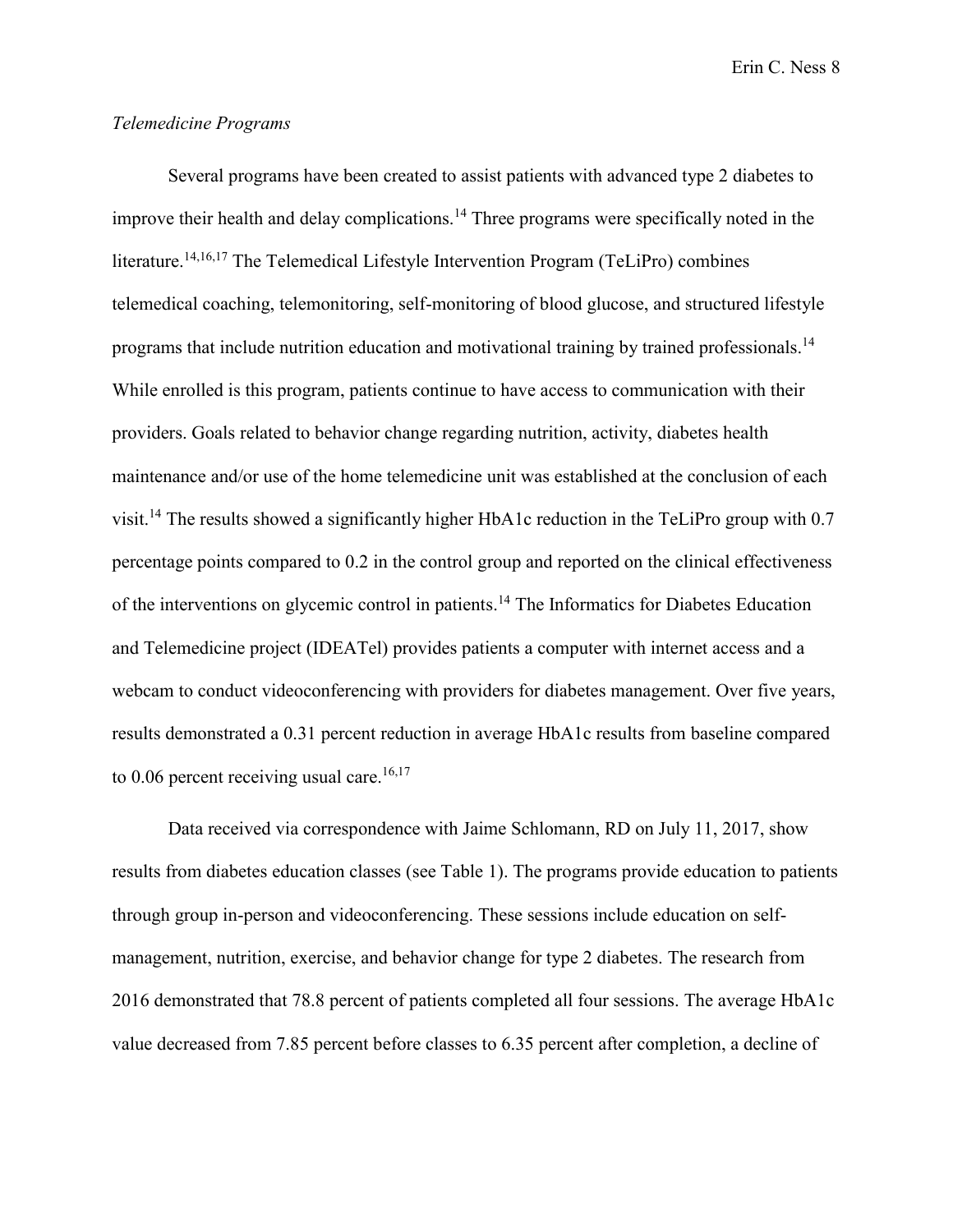*Telemedicine Programs*

Several programs have been created to assist patients with advanced type 2 diabetes to improve their health and delay complications.[14] Three programs were specifically noted in the literature.[14,16,17] The Telemedical Lifestyle Intervention Program (TeLiPro) combines telemedical coaching, telemonitoring, self-monitoring of blood glucose, and structured lifestyle programs that include nutrition education and motivational training by trained professionals.[14] While enrolled is this program, patients continue to have access to communication with their providers. Goals related to behavior change regarding nutrition, activity, diabetes health maintenance and/or use of the home telemedicine unit was established at the conclusion of each visit.[14] The results showed a significantly higher HbA1c reduction in the TeLiPro group with 0.7 percentage points compared to 0.2 in the control group and reported on the clinical effectiveness of the interventions on glycemic control in patients.[14] The Informatics for Diabetes Education and Telemedicine project (IDEATel) provides patients a computer with internet access and a webcam to conduct videoconferencing with providers for diabetes management. Over five years, results demonstrated a 0.31 percent reduction in average HbA1c results from baseline compared to 0.06 percent receiving usual care.[16,17]

Data received via correspondence with Jaime Schlomann, RD on July 11, 2017, show results from diabetes education classes (see Table 1). The programs provide education to patients through group in-person and videoconferencing. These sessions include education on self-management, nutrition, exercise, and behavior change for type 2 diabetes. The research from 2016 demonstrated that 78.8 percent of patients completed all four sessions. The average HbA1c value decreased from 7.85 percent before classes to 6.35 percent after completion, a decline of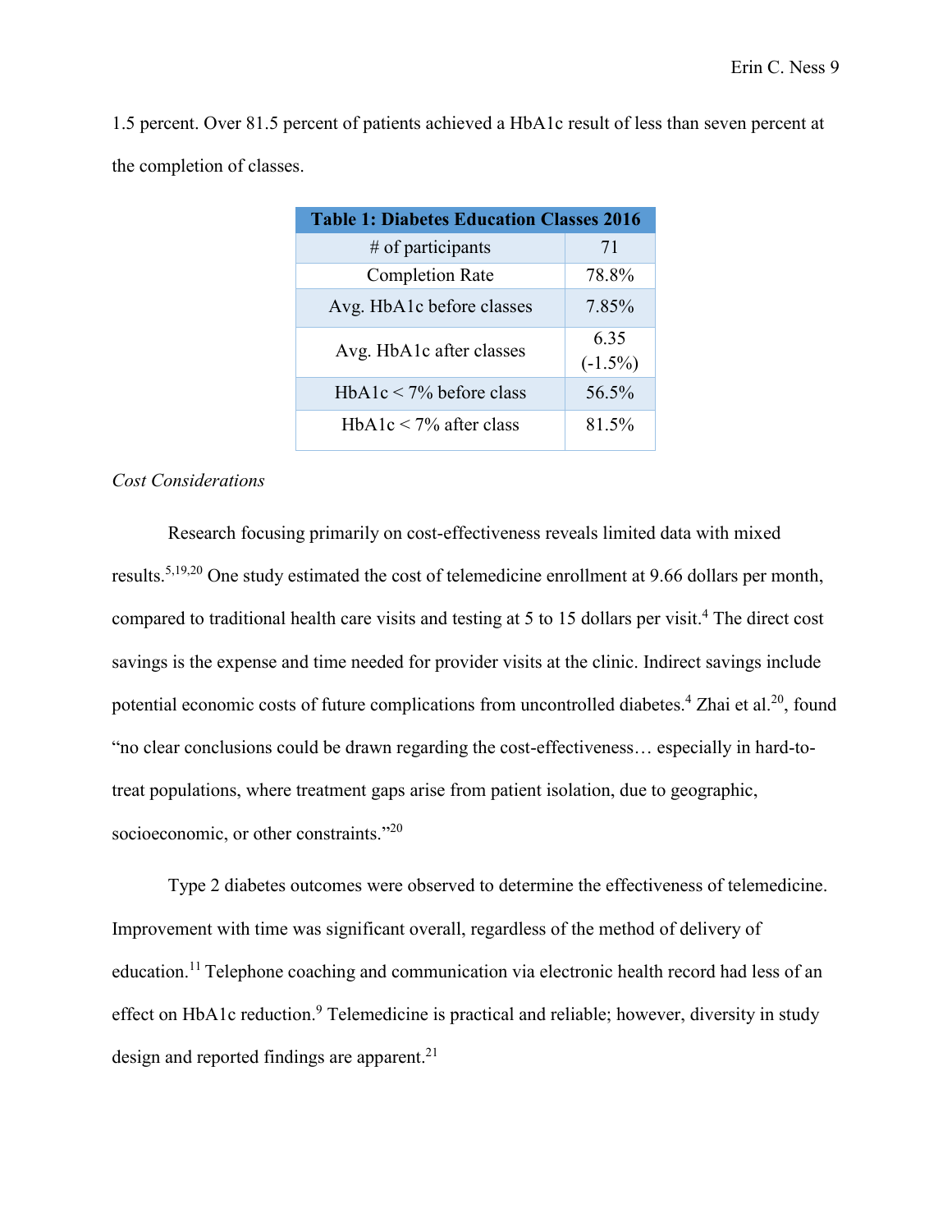1.5 percent. Over 81.5 percent of patients achieved a HbA1c result of less than seven percent at the completion of classes.

| **Table 1: Diabetes Education Classes 2016** | |
|---|---|
| # of participants | 71 |
| Completion Rate | 78.8% |
| Avg. HbA1c before classes | 7.85% |
| Avg. HbA1c after classes | 6.35 (-1.5%) |
| HbA1c < 7% before class | 56.5% |
| HbA1c < 7% after class | 81.5% |

*Cost Considerations*

Research focusing primarily on cost-effectiveness reveals limited data with mixed results.[5,19,20] One study estimated the cost of telemedicine enrollment at 9.66 dollars per month, compared to traditional health care visits and testing at 5 to 15 dollars per visit.[4] The direct cost savings is the expense and time needed for provider visits at the clinic. Indirect savings include potential economic costs of future complications from uncontrolled diabetes.[4] Zhai et al.[20], found "no clear conclusions could be drawn regarding the cost-effectiveness… especially in hard-to-treat populations, where treatment gaps arise from patient isolation, due to geographic, socioeconomic, or other constraints."[20]

Type 2 diabetes outcomes were observed to determine the effectiveness of telemedicine. Improvement with time was significant overall, regardless of the method of delivery of education.[11] Telephone coaching and communication via electronic health record had less of an effect on HbA1c reduction.[9] Telemedicine is practical and reliable; however, diversity in study design and reported findings are apparent.[21]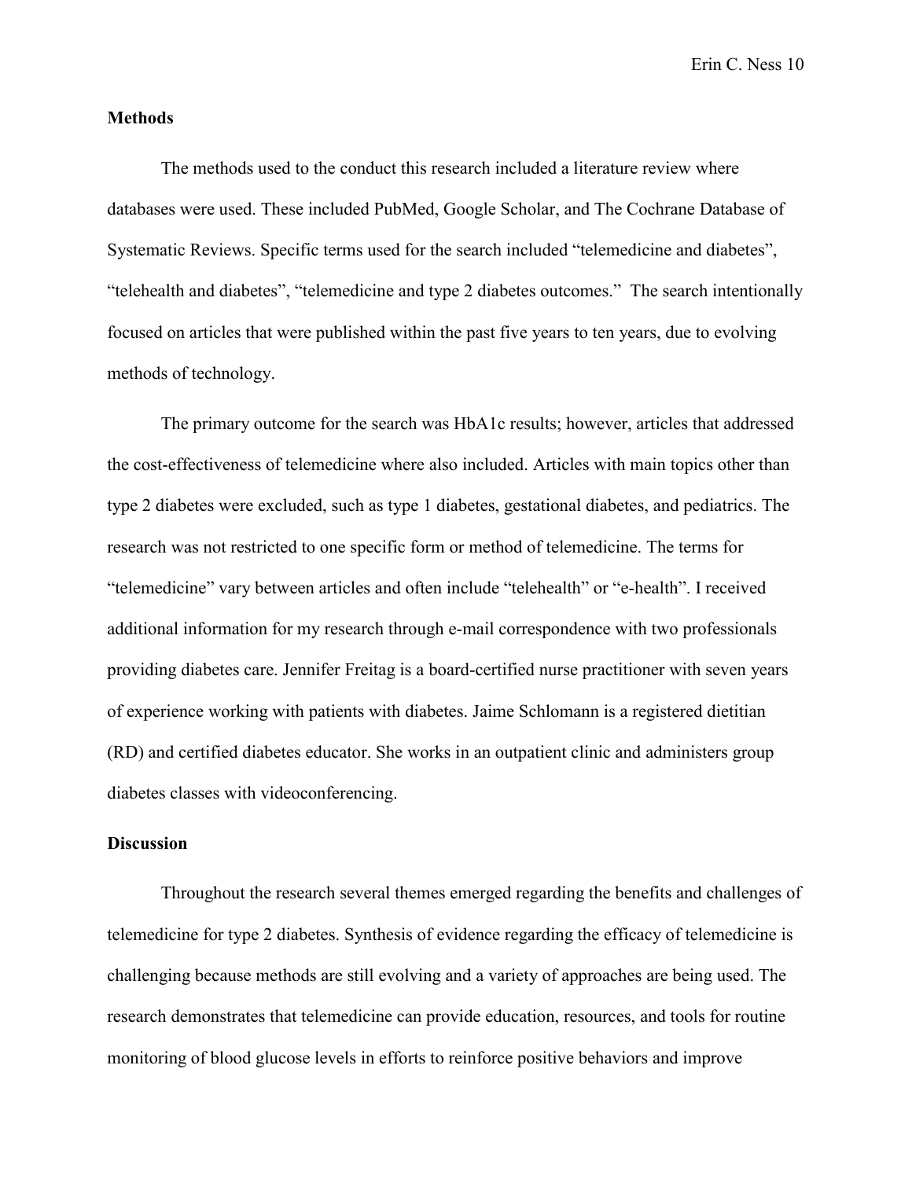## Methods

The methods used to the conduct this research included a literature review where databases were used. These included PubMed, Google Scholar, and The Cochrane Database of Systematic Reviews. Specific terms used for the search included “telemedicine and diabetes”, “telehealth and diabetes”, “telemedicine and type 2 diabetes outcomes.” The search intentionally focused on articles that were published within the past five years to ten years, due to evolving methods of technology.

The primary outcome for the search was HbA1c results; however, articles that addressed the cost-effectiveness of telemedicine where also included. Articles with main topics other than type 2 diabetes were excluded, such as type 1 diabetes, gestational diabetes, and pediatrics. The research was not restricted to one specific form or method of telemedicine. The terms for “telemedicine” vary between articles and often include “telehealth” or “e-health”. I received additional information for my research through e-mail correspondence with two professionals providing diabetes care. Jennifer Freitag is a board-certified nurse practitioner with seven years of experience working with patients with diabetes. Jaime Schlomann is a registered dietitian (RD) and certified diabetes educator. She works in an outpatient clinic and administers group diabetes classes with videoconferencing.

## Discussion

Throughout the research several themes emerged regarding the benefits and challenges of telemedicine for type 2 diabetes. Synthesis of evidence regarding the efficacy of telemedicine is challenging because methods are still evolving and a variety of approaches are being used. The research demonstrates that telemedicine can provide education, resources, and tools for routine monitoring of blood glucose levels in efforts to reinforce positive behaviors and improve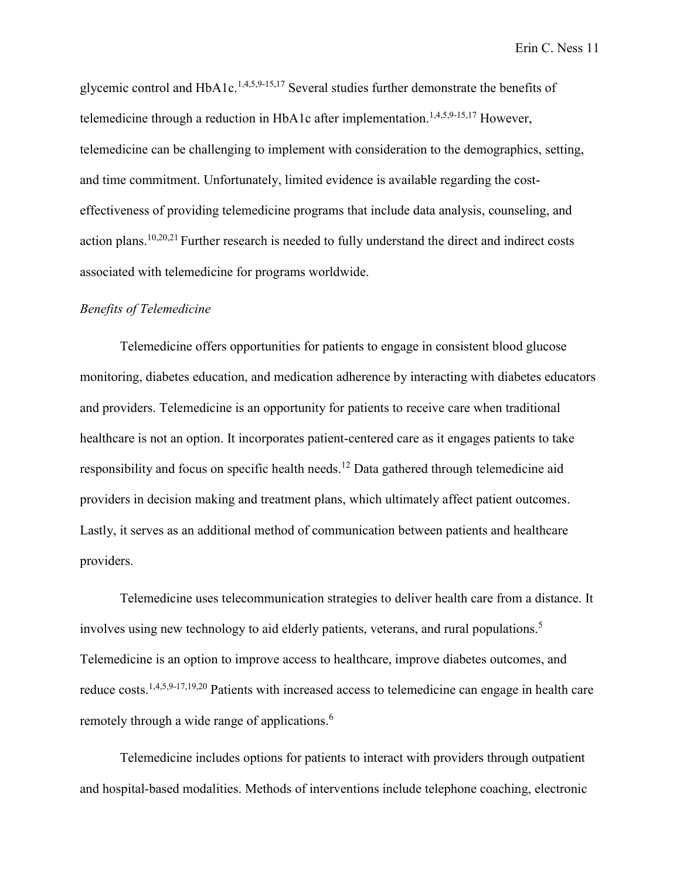glycemic control and HbA1c.[1,4,5,9-15,17] Several studies further demonstrate the benefits of telemedicine through a reduction in HbA1c after implementation.[1,4,5,9-15,17] However, telemedicine can be challenging to implement with consideration to the demographics, setting, and time commitment. Unfortunately, limited evidence is available regarding the cost-effectiveness of providing telemedicine programs that include data analysis, counseling, and action plans.[10,20,21] Further research is needed to fully understand the direct and indirect costs associated with telemedicine for programs worldwide.

*Benefits of Telemedicine*

Telemedicine offers opportunities for patients to engage in consistent blood glucose monitoring, diabetes education, and medication adherence by interacting with diabetes educators and providers. Telemedicine is an opportunity for patients to receive care when traditional healthcare is not an option. It incorporates patient-centered care as it engages patients to take responsibility and focus on specific health needs.[12] Data gathered through telemedicine aid providers in decision making and treatment plans, which ultimately affect patient outcomes. Lastly, it serves as an additional method of communication between patients and healthcare providers.

Telemedicine uses telecommunication strategies to deliver health care from a distance. It involves using new technology to aid elderly patients, veterans, and rural populations.[5] Telemedicine is an option to improve access to healthcare, improve diabetes outcomes, and reduce costs.[1,4,5,9-17,19,20] Patients with increased access to telemedicine can engage in health care remotely through a wide range of applications.[6]

Telemedicine includes options for patients to interact with providers through outpatient and hospital-based modalities. Methods of interventions include telephone coaching, electronic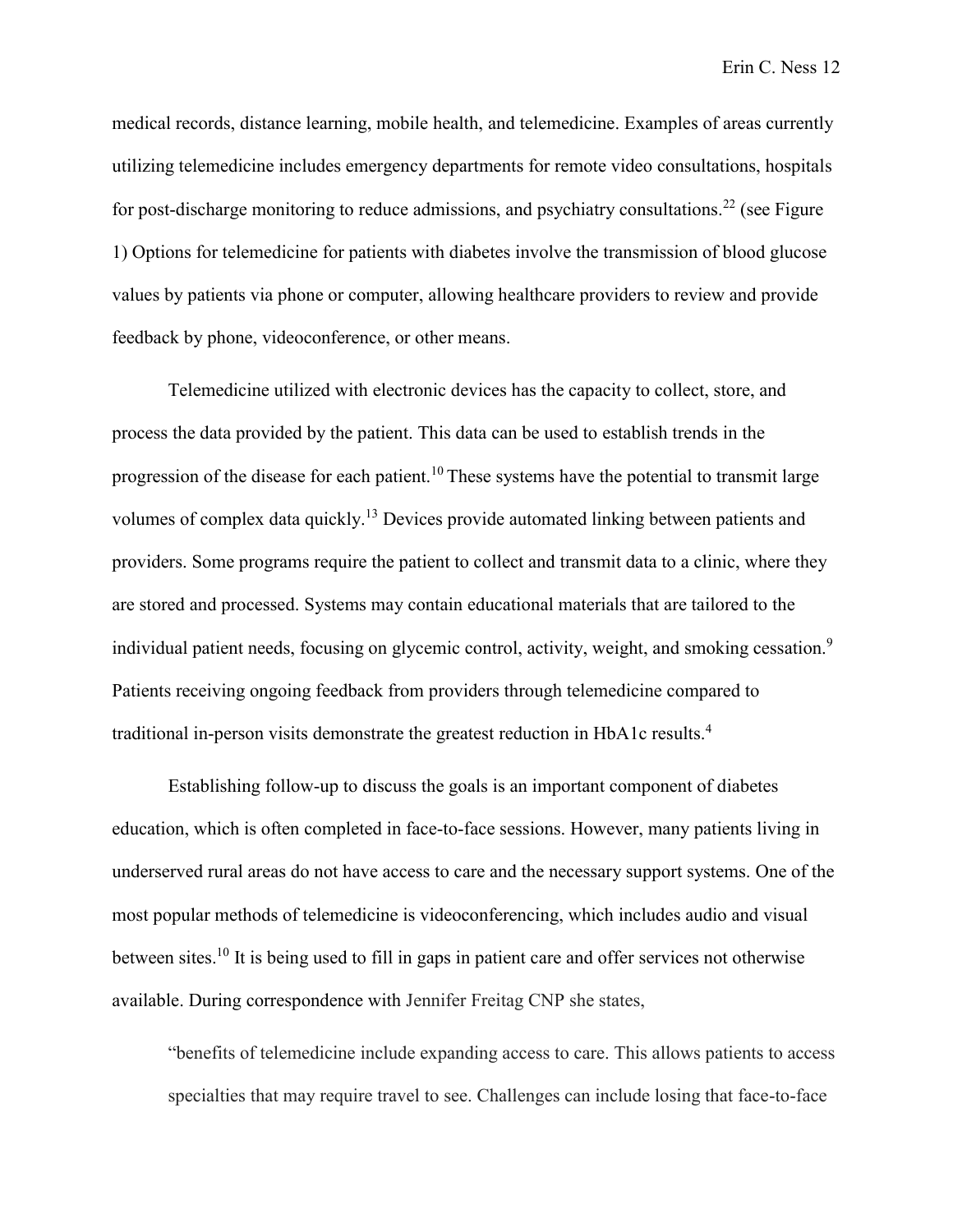medical records, distance learning, mobile health, and telemedicine. Examples of areas currently utilizing telemedicine includes emergency departments for remote video consultations, hospitals for post-discharge monitoring to reduce admissions, and psychiatry consultations.[22] (see Figure 1) Options for telemedicine for patients with diabetes involve the transmission of blood glucose values by patients via phone or computer, allowing healthcare providers to review and provide feedback by phone, videoconference, or other means.

Telemedicine utilized with electronic devices has the capacity to collect, store, and process the data provided by the patient. This data can be used to establish trends in the progression of the disease for each patient.[10] These systems have the potential to transmit large volumes of complex data quickly.[13] Devices provide automated linking between patients and providers. Some programs require the patient to collect and transmit data to a clinic, where they are stored and processed. Systems may contain educational materials that are tailored to the individual patient needs, focusing on glycemic control, activity, weight, and smoking cessation.[9] Patients receiving ongoing feedback from providers through telemedicine compared to traditional in-person visits demonstrate the greatest reduction in HbA1c results.[4]

Establishing follow-up to discuss the goals is an important component of diabetes education, which is often completed in face-to-face sessions. However, many patients living in underserved rural areas do not have access to care and the necessary support systems. One of the most popular methods of telemedicine is videoconferencing, which includes audio and visual between sites.[10] It is being used to fill in gaps in patient care and offer services not otherwise available. During correspondence with Jennifer Freitag CNP she states,

> "benefits of telemedicine include expanding access to care. This allows patients to access specialties that may require travel to see. Challenges can include losing that face-to-face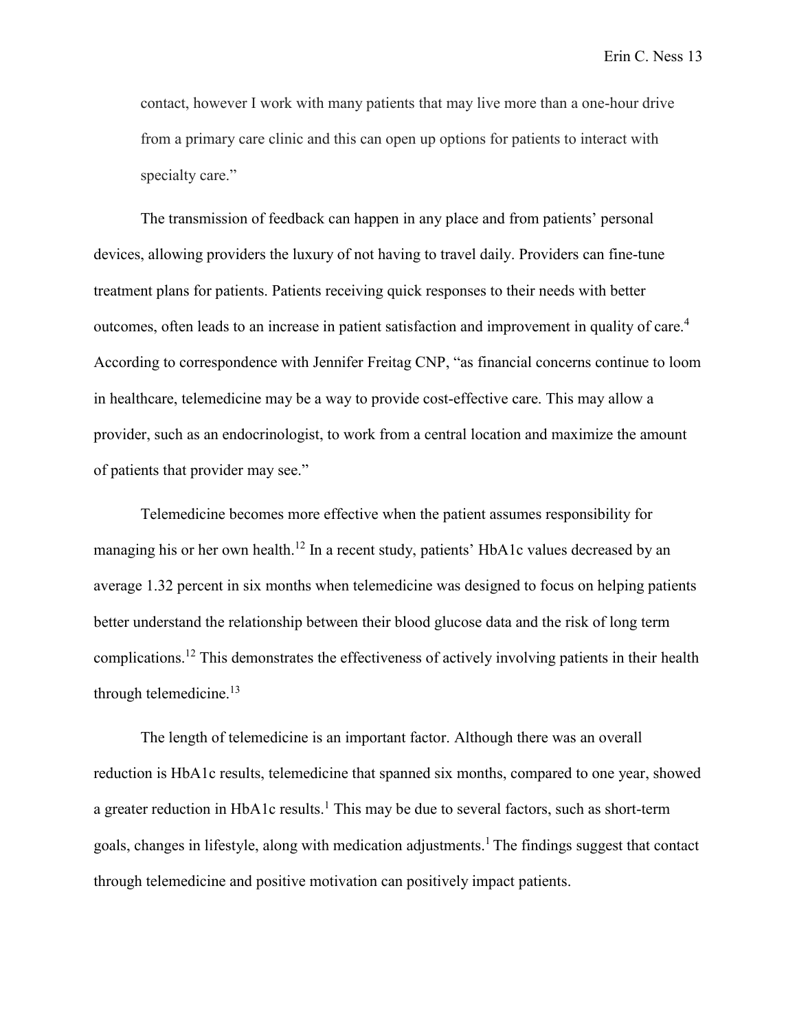contact, however I work with many patients that may live more than a one-hour drive from a primary care clinic and this can open up options for patients to interact with specialty care."

The transmission of feedback can happen in any place and from patients' personal devices, allowing providers the luxury of not having to travel daily. Providers can fine-tune treatment plans for patients. Patients receiving quick responses to their needs with better outcomes, often leads to an increase in patient satisfaction and improvement in quality of care.[4] According to correspondence with Jennifer Freitag CNP, "as financial concerns continue to loom in healthcare, telemedicine may be a way to provide cost-effective care. This may allow a provider, such as an endocrinologist, to work from a central location and maximize the amount of patients that provider may see."

Telemedicine becomes more effective when the patient assumes responsibility for managing his or her own health.[12] In a recent study, patients' HbA1c values decreased by an average 1.32 percent in six months when telemedicine was designed to focus on helping patients better understand the relationship between their blood glucose data and the risk of long term complications.[12] This demonstrates the effectiveness of actively involving patients in their health through telemedicine.[13]

The length of telemedicine is an important factor. Although there was an overall reduction is HbA1c results, telemedicine that spanned six months, compared to one year, showed a greater reduction in HbA1c results.[1] This may be due to several factors, such as short-term goals, changes in lifestyle, along with medication adjustments.[1] The findings suggest that contact through telemedicine and positive motivation can positively impact patients.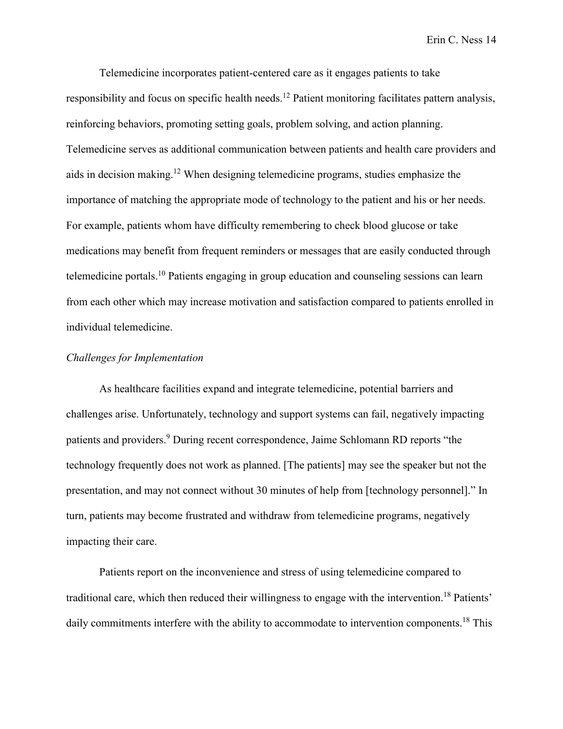Telemedicine incorporates patient-centered care as it engages patients to take responsibility and focus on specific health needs.[12] Patient monitoring facilitates pattern analysis, reinforcing behaviors, promoting setting goals, problem solving, and action planning. Telemedicine serves as additional communication between patients and health care providers and aids in decision making.[12] When designing telemedicine programs, studies emphasize the importance of matching the appropriate mode of technology to the patient and his or her needs. For example, patients whom have difficulty remembering to check blood glucose or take medications may benefit from frequent reminders or messages that are easily conducted through telemedicine portals.[10] Patients engaging in group education and counseling sessions can learn from each other which may increase motivation and satisfaction compared to patients enrolled in individual telemedicine.

*Challenges for Implementation*

As healthcare facilities expand and integrate telemedicine, potential barriers and challenges arise. Unfortunately, technology and support systems can fail, negatively impacting patients and providers.[9] During recent correspondence, Jaime Schlomann RD reports "the technology frequently does not work as planned. [The patients] may see the speaker but not the presentation, and may not connect without 30 minutes of help from [technology personnel]." In turn, patients may become frustrated and withdraw from telemedicine programs, negatively impacting their care.

Patients report on the inconvenience and stress of using telemedicine compared to traditional care, which then reduced their willingness to engage with the intervention.[18] Patients' daily commitments interfere with the ability to accommodate to intervention components.[18] This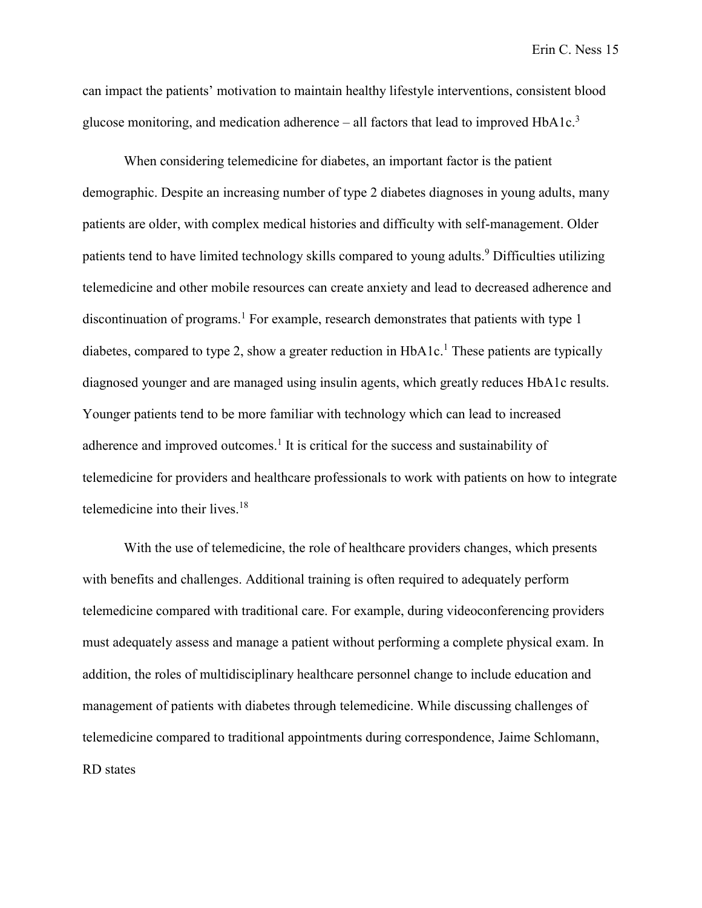can impact the patients' motivation to maintain healthy lifestyle interventions, consistent blood glucose monitoring, and medication adherence – all factors that lead to improved HbA1c.[3]

When considering telemedicine for diabetes, an important factor is the patient demographic. Despite an increasing number of type 2 diabetes diagnoses in young adults, many patients are older, with complex medical histories and difficulty with self-management. Older patients tend to have limited technology skills compared to young adults.[9] Difficulties utilizing telemedicine and other mobile resources can create anxiety and lead to decreased adherence and discontinuation of programs.[1] For example, research demonstrates that patients with type 1 diabetes, compared to type 2, show a greater reduction in HbA1c.[1] These patients are typically diagnosed younger and are managed using insulin agents, which greatly reduces HbA1c results. Younger patients tend to be more familiar with technology which can lead to increased adherence and improved outcomes.[1] It is critical for the success and sustainability of telemedicine for providers and healthcare professionals to work with patients on how to integrate telemedicine into their lives.[18]

With the use of telemedicine, the role of healthcare providers changes, which presents with benefits and challenges. Additional training is often required to adequately perform telemedicine compared with traditional care. For example, during videoconferencing providers must adequately assess and manage a patient without performing a complete physical exam. In addition, the roles of multidisciplinary healthcare personnel change to include education and management of patients with diabetes through telemedicine. While discussing challenges of telemedicine compared to traditional appointments during correspondence, Jaime Schlomann, RD states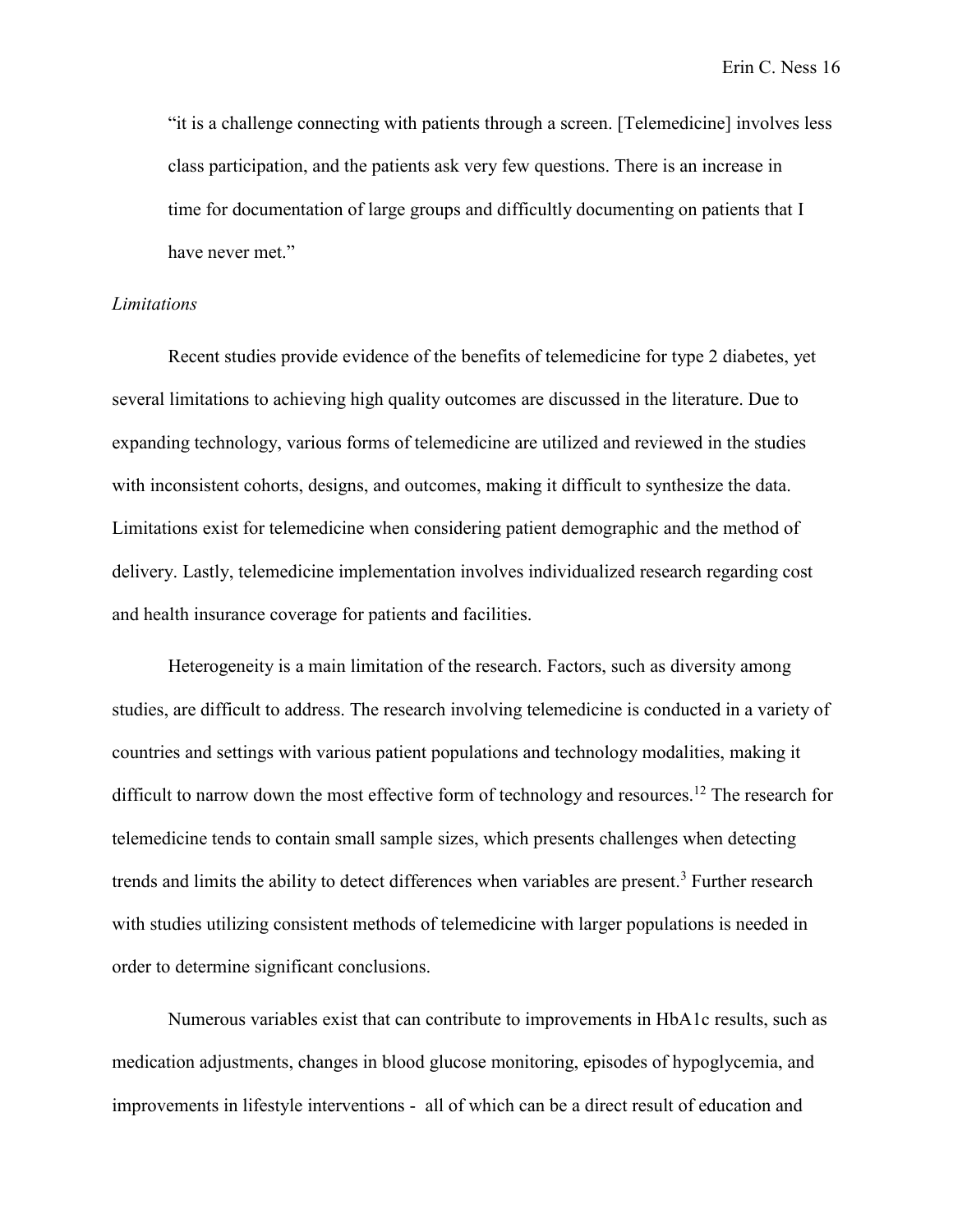> "it is a challenge connecting with patients through a screen. [Telemedicine] involves less class participation, and the patients ask very few questions. There is an increase in time for documentation of large groups and difficultly documenting on patients that I have never met."

*Limitations*

Recent studies provide evidence of the benefits of telemedicine for type 2 diabetes, yet several limitations to achieving high quality outcomes are discussed in the literature. Due to expanding technology, various forms of telemedicine are utilized and reviewed in the studies with inconsistent cohorts, designs, and outcomes, making it difficult to synthesize the data. Limitations exist for telemedicine when considering patient demographic and the method of delivery. Lastly, telemedicine implementation involves individualized research regarding cost and health insurance coverage for patients and facilities.

Heterogeneity is a main limitation of the research. Factors, such as diversity among studies, are difficult to address. The research involving telemedicine is conducted in a variety of countries and settings with various patient populations and technology modalities, making it difficult to narrow down the most effective form of technology and resources.[12] The research for telemedicine tends to contain small sample sizes, which presents challenges when detecting trends and limits the ability to detect differences when variables are present.[3] Further research with studies utilizing consistent methods of telemedicine with larger populations is needed in order to determine significant conclusions.

Numerous variables exist that can contribute to improvements in HbA1c results, such as medication adjustments, changes in blood glucose monitoring, episodes of hypoglycemia, and improvements in lifestyle interventions - all of which can be a direct result of education and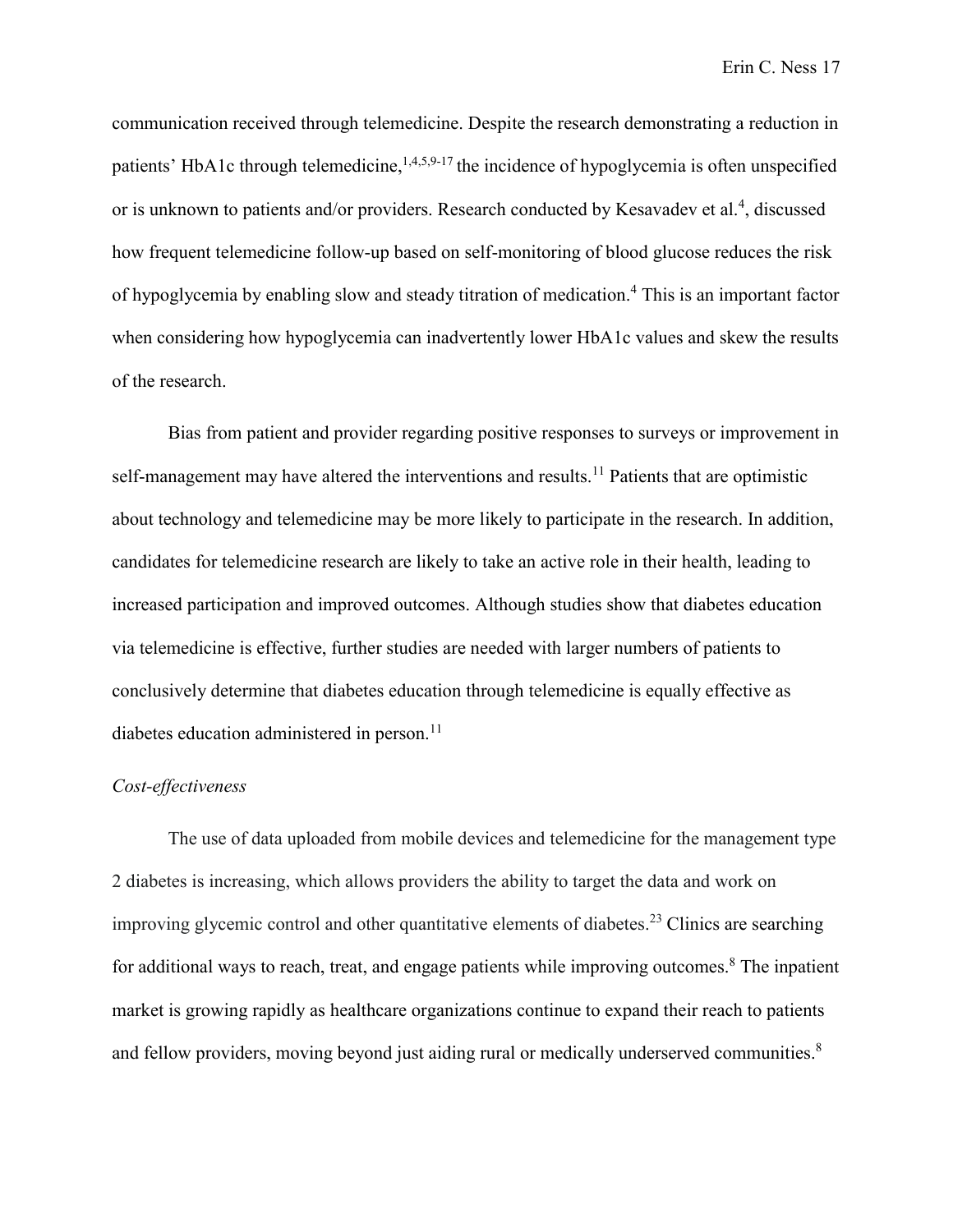communication received through telemedicine. Despite the research demonstrating a reduction in patients' HbA1c through telemedicine,[1,4,5,9-17] the incidence of hypoglycemia is often unspecified or is unknown to patients and/or providers. Research conducted by Kesavadev et al.[4], discussed how frequent telemedicine follow-up based on self-monitoring of blood glucose reduces the risk of hypoglycemia by enabling slow and steady titration of medication.[4] This is an important factor when considering how hypoglycemia can inadvertently lower HbA1c values and skew the results of the research.

Bias from patient and provider regarding positive responses to surveys or improvement in self-management may have altered the interventions and results.[11] Patients that are optimistic about technology and telemedicine may be more likely to participate in the research. In addition, candidates for telemedicine research are likely to take an active role in their health, leading to increased participation and improved outcomes. Although studies show that diabetes education via telemedicine is effective, further studies are needed with larger numbers of patients to conclusively determine that diabetes education through telemedicine is equally effective as diabetes education administered in person.[11]

*Cost-effectiveness*

The use of data uploaded from mobile devices and telemedicine for the management type 2 diabetes is increasing, which allows providers the ability to target the data and work on improving glycemic control and other quantitative elements of diabetes.[23] Clinics are searching for additional ways to reach, treat, and engage patients while improving outcomes.[8] The inpatient market is growing rapidly as healthcare organizations continue to expand their reach to patients and fellow providers, moving beyond just aiding rural or medically underserved communities.[8]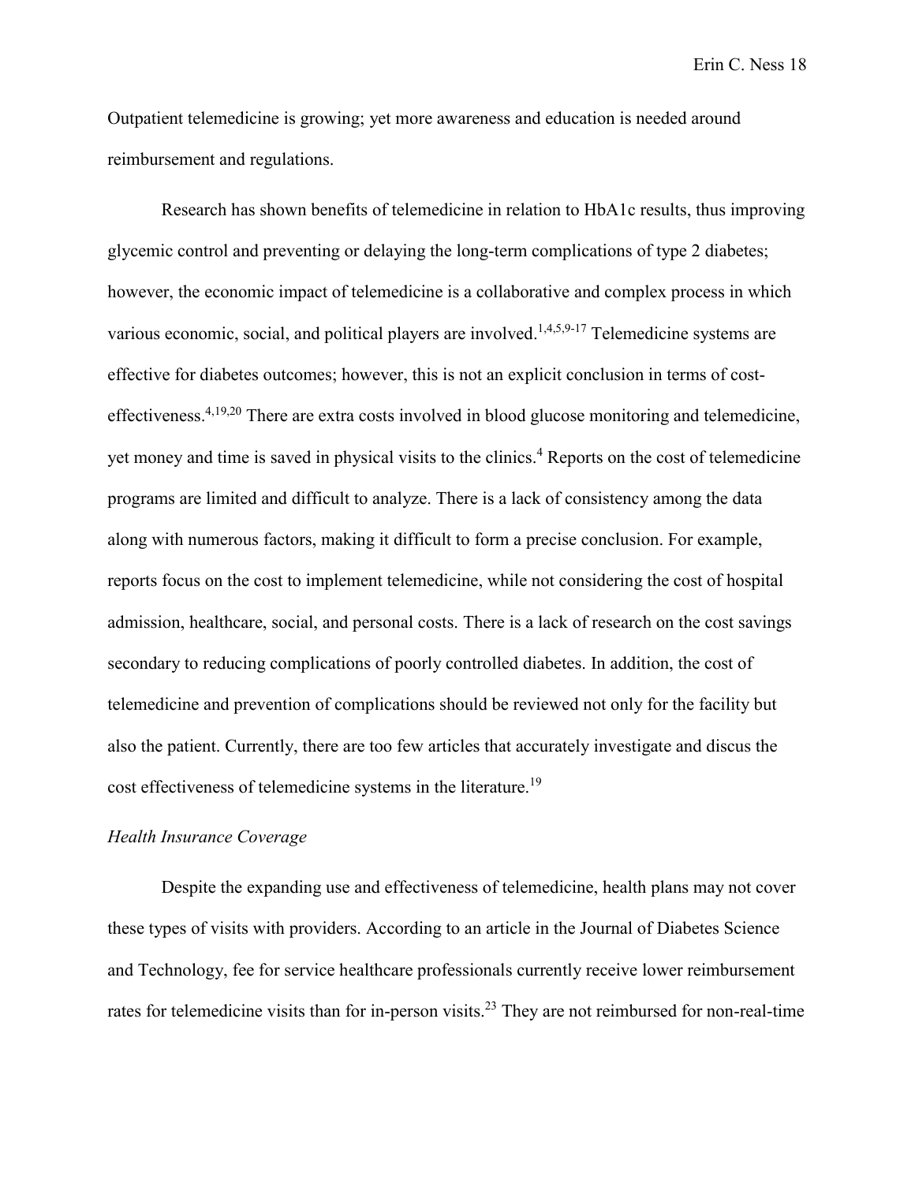Outpatient telemedicine is growing; yet more awareness and education is needed around reimbursement and regulations.

Research has shown benefits of telemedicine in relation to HbA1c results, thus improving glycemic control and preventing or delaying the long-term complications of type 2 diabetes; however, the economic impact of telemedicine is a collaborative and complex process in which various economic, social, and political players are involved.[1,4,5,9-17] Telemedicine systems are effective for diabetes outcomes; however, this is not an explicit conclusion in terms of cost-effectiveness.[4,19,20] There are extra costs involved in blood glucose monitoring and telemedicine, yet money and time is saved in physical visits to the clinics.[4] Reports on the cost of telemedicine programs are limited and difficult to analyze. There is a lack of consistency among the data along with numerous factors, making it difficult to form a precise conclusion. For example, reports focus on the cost to implement telemedicine, while not considering the cost of hospital admission, healthcare, social, and personal costs. There is a lack of research on the cost savings secondary to reducing complications of poorly controlled diabetes. In addition, the cost of telemedicine and prevention of complications should be reviewed not only for the facility but also the patient. Currently, there are too few articles that accurately investigate and discus the cost effectiveness of telemedicine systems in the literature.[19]

*Health Insurance Coverage*

Despite the expanding use and effectiveness of telemedicine, health plans may not cover these types of visits with providers. According to an article in the Journal of Diabetes Science and Technology, fee for service healthcare professionals currently receive lower reimbursement rates for telemedicine visits than for in-person visits.[23] They are not reimbursed for non-real-time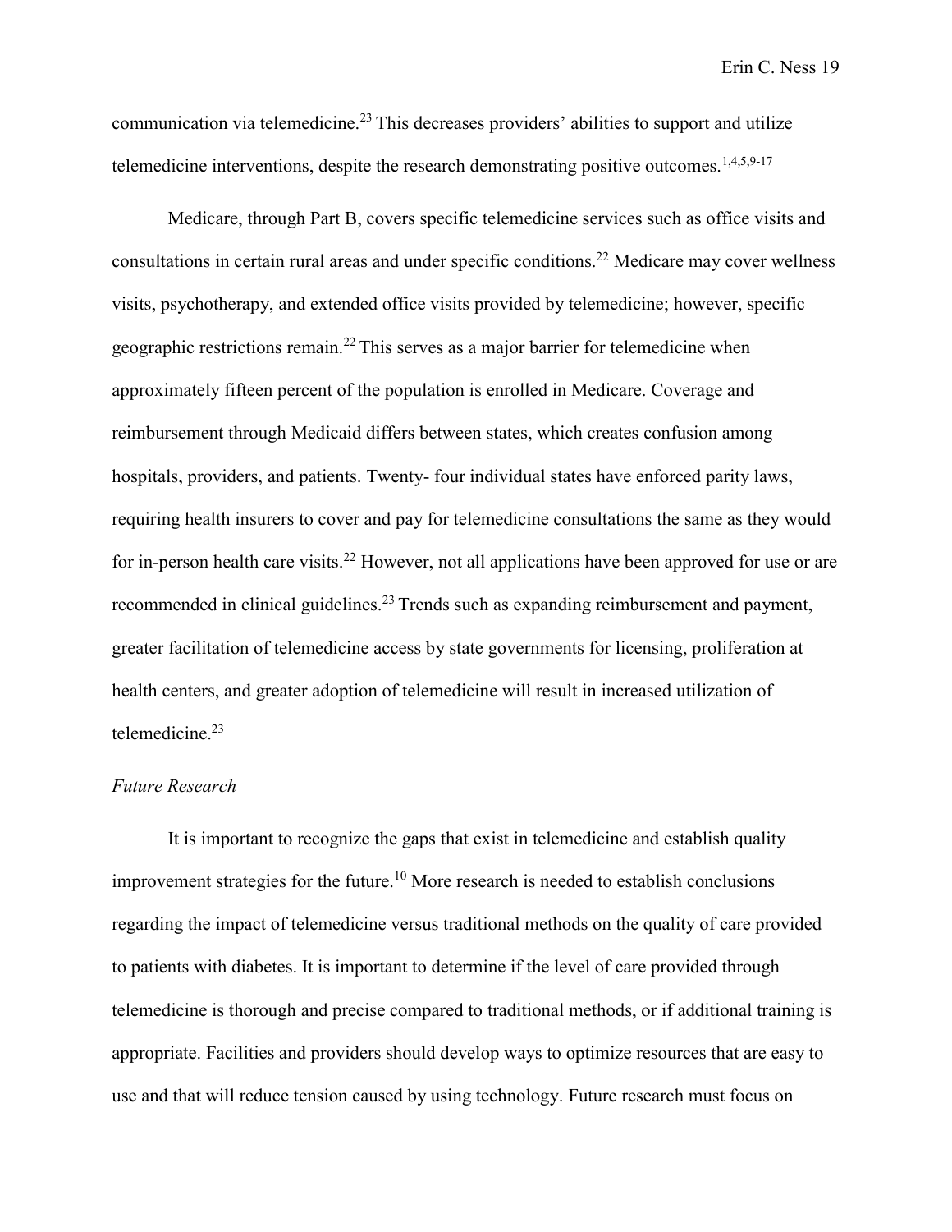communication via telemedicine.[23] This decreases providers' abilities to support and utilize telemedicine interventions, despite the research demonstrating positive outcomes.[1,4,5,9-17]

Medicare, through Part B, covers specific telemedicine services such as office visits and consultations in certain rural areas and under specific conditions.[22] Medicare may cover wellness visits, psychotherapy, and extended office visits provided by telemedicine; however, specific geographic restrictions remain.[22] This serves as a major barrier for telemedicine when approximately fifteen percent of the population is enrolled in Medicare. Coverage and reimbursement through Medicaid differs between states, which creates confusion among hospitals, providers, and patients. Twenty- four individual states have enforced parity laws, requiring health insurers to cover and pay for telemedicine consultations the same as they would for in-person health care visits.[22] However, not all applications have been approved for use or are recommended in clinical guidelines.[23] Trends such as expanding reimbursement and payment, greater facilitation of telemedicine access by state governments for licensing, proliferation at health centers, and greater adoption of telemedicine will result in increased utilization of telemedicine.[23]

*Future Research*

It is important to recognize the gaps that exist in telemedicine and establish quality improvement strategies for the future.[10] More research is needed to establish conclusions regarding the impact of telemedicine versus traditional methods on the quality of care provided to patients with diabetes. It is important to determine if the level of care provided through telemedicine is thorough and precise compared to traditional methods, or if additional training is appropriate. Facilities and providers should develop ways to optimize resources that are easy to use and that will reduce tension caused by using technology. Future research must focus on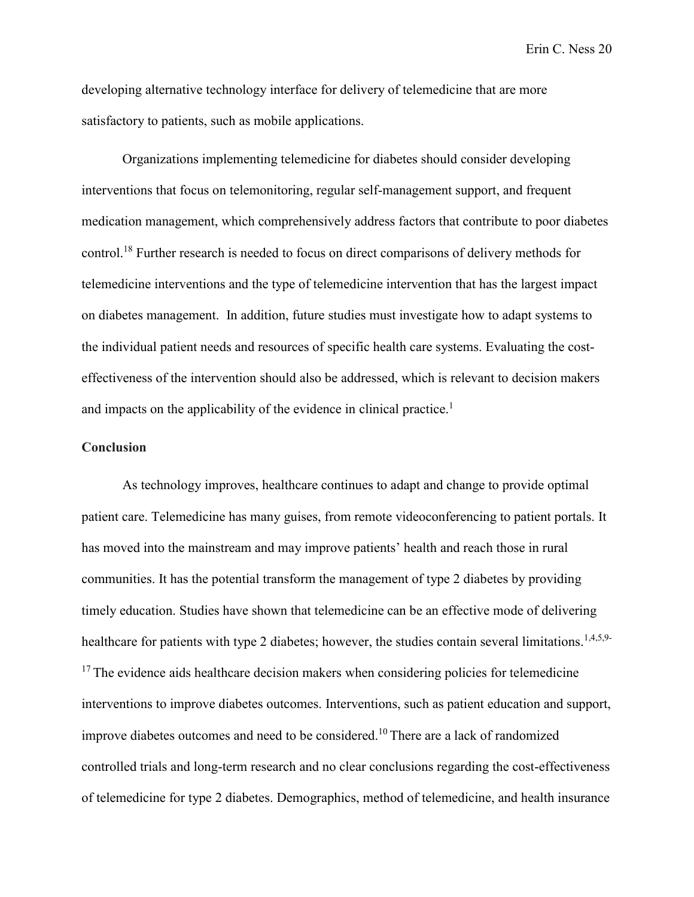developing alternative technology interface for delivery of telemedicine that are more satisfactory to patients, such as mobile applications.

Organizations implementing telemedicine for diabetes should consider developing interventions that focus on telemonitoring, regular self-management support, and frequent medication management, which comprehensively address factors that contribute to poor diabetes control.[18] Further research is needed to focus on direct comparisons of delivery methods for telemedicine interventions and the type of telemedicine intervention that has the largest impact on diabetes management. In addition, future studies must investigate how to adapt systems to the individual patient needs and resources of specific health care systems. Evaluating the cost-effectiveness of the intervention should also be addressed, which is relevant to decision makers and impacts on the applicability of the evidence in clinical practice.[1]

## Conclusion

As technology improves, healthcare continues to adapt and change to provide optimal patient care. Telemedicine has many guises, from remote videoconferencing to patient portals. It has moved into the mainstream and may improve patients' health and reach those in rural communities. It has the potential transform the management of type 2 diabetes by providing timely education. Studies have shown that telemedicine can be an effective mode of delivering healthcare for patients with type 2 diabetes; however, the studies contain several limitations.[1,4,5,9-17] The evidence aids healthcare decision makers when considering policies for telemedicine interventions to improve diabetes outcomes. Interventions, such as patient education and support, improve diabetes outcomes and need to be considered.[10] There are a lack of randomized controlled trials and long-term research and no clear conclusions regarding the cost-effectiveness of telemedicine for type 2 diabetes. Demographics, method of telemedicine, and health insurance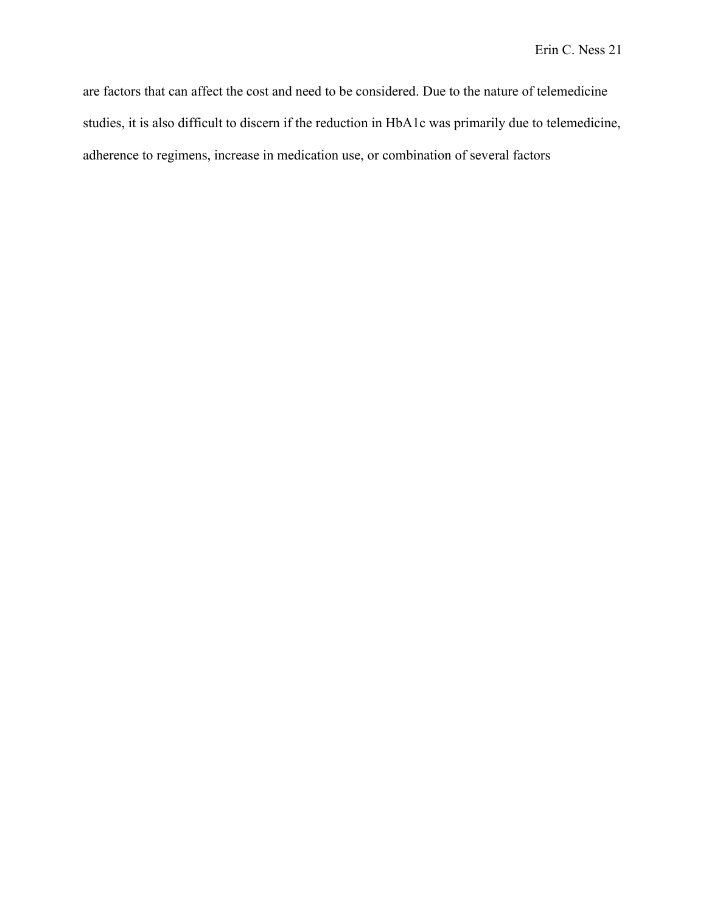are factors that can affect the cost and need to be considered. Due to the nature of telemedicine studies, it is also difficult to discern if the reduction in HbA1c was primarily due to telemedicine, adherence to regimens, increase in medication use, or combination of several factors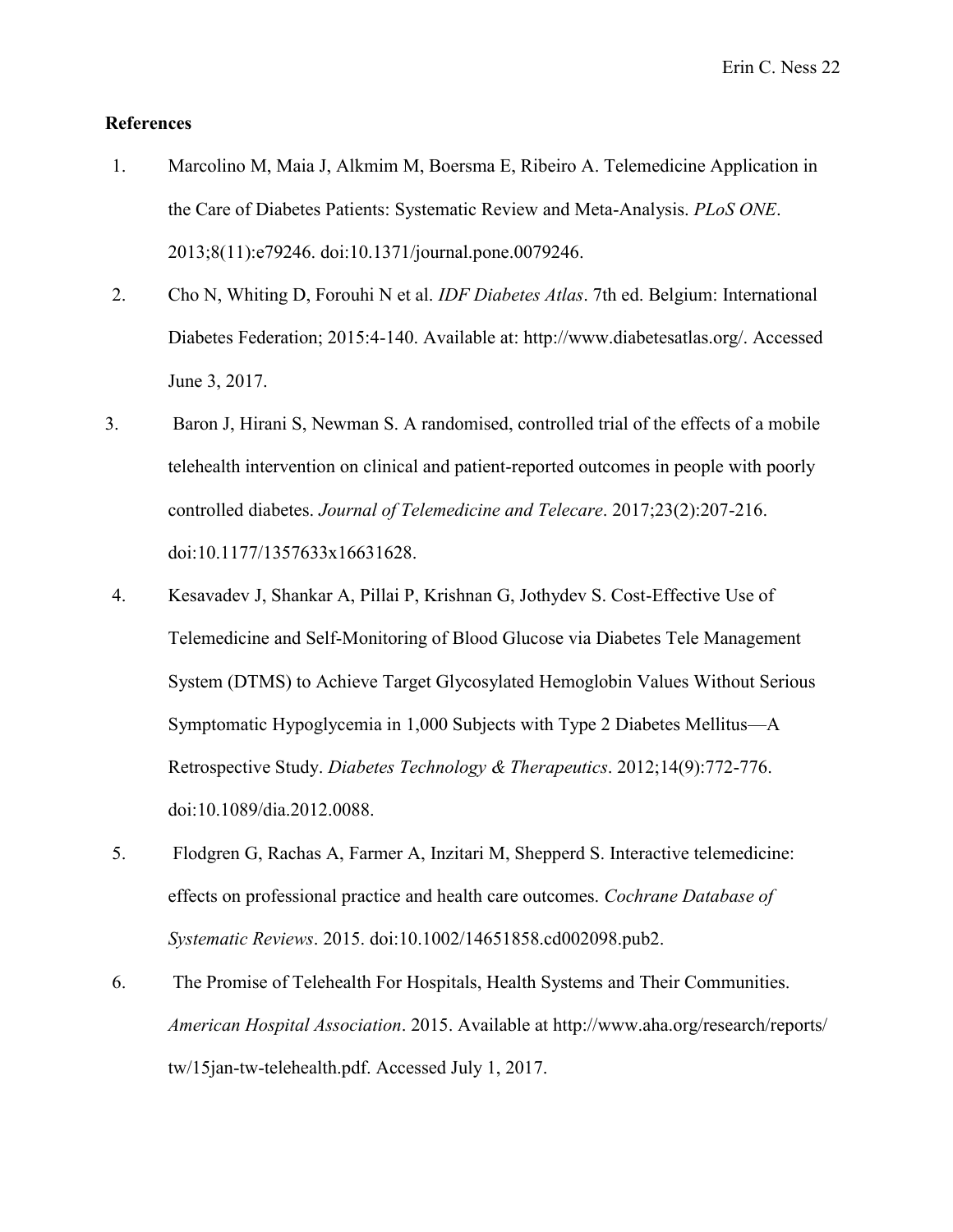**References**

1. Marcolino M, Maia J, Alkmim M, Boersma E, Ribeiro A. Telemedicine Application in the Care of Diabetes Patients: Systematic Review and Meta-Analysis. *PLoS ONE*. 2013;8(11):e79246. doi:10.1371/journal.pone.0079246.
2. Cho N, Whiting D, Forouhi N et al. *IDF Diabetes Atlas*. 7th ed. Belgium: International Diabetes Federation; 2015:4-140. Available at: http://www.diabetesatlas.org/. Accessed June 3, 2017.
3. Baron J, Hirani S, Newman S. A randomised, controlled trial of the effects of a mobile telehealth intervention on clinical and patient-reported outcomes in people with poorly controlled diabetes. *Journal of Telemedicine and Telecare*. 2017;23(2):207-216. doi:10.1177/1357633x16631628.
4. Kesavadev J, Shankar A, Pillai P, Krishnan G, Jothydev S. Cost-Effective Use of Telemedicine and Self-Monitoring of Blood Glucose via Diabetes Tele Management System (DTMS) to Achieve Target Glycosylated Hemoglobin Values Without Serious Symptomatic Hypoglycemia in 1,000 Subjects with Type 2 Diabetes Mellitus—A Retrospective Study. *Diabetes Technology & Therapeutics*. 2012;14(9):772-776. doi:10.1089/dia.2012.0088.
5. Flodgren G, Rachas A, Farmer A, Inzitari M, Shepperd S. Interactive telemedicine: effects on professional practice and health care outcomes. *Cochrane Database of Systematic Reviews*. 2015. doi:10.1002/14651858.cd002098.pub2.
6. The Promise of Telehealth For Hospitals, Health Systems and Their Communities. *American Hospital Association*. 2015. Available at http://www.aha.org/research/reports/tw/15jan-tw-telehealth.pdf. Accessed July 1, 2017.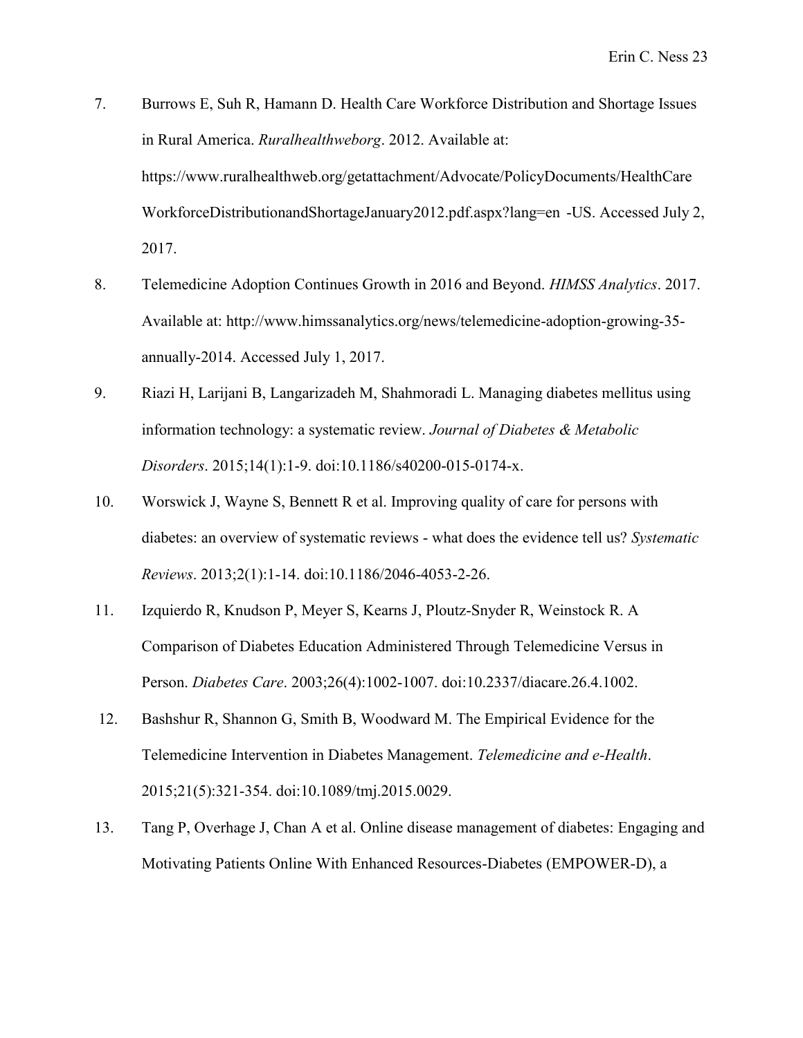7. Burrows E, Suh R, Hamann D. Health Care Workforce Distribution and Shortage Issues in Rural America. *Ruralhealthweborg*. 2012. Available at: https://www.ruralhealthweb.org/getattachment/Advocate/PolicyDocuments/HealthCareWorkforceDistributionandShortageJanuary2012.pdf.aspx?lang=en -US. Accessed July 2, 2017.

8. Telemedicine Adoption Continues Growth in 2016 and Beyond. *HIMSS Analytics*. 2017. Available at: http://www.himssanalytics.org/news/telemedicine-adoption-growing-35-annually-2014. Accessed July 1, 2017.

9. Riazi H, Larijani B, Langarizadeh M, Shahmoradi L. Managing diabetes mellitus using information technology: a systematic review. *Journal of Diabetes & Metabolic Disorders*. 2015;14(1):1-9. doi:10.1186/s40200-015-0174-x.

10. Worswick J, Wayne S, Bennett R et al. Improving quality of care for persons with diabetes: an overview of systematic reviews - what does the evidence tell us? *Systematic Reviews*. 2013;2(1):1-14. doi:10.1186/2046-4053-2-26.

11. Izquierdo R, Knudson P, Meyer S, Kearns J, Ploutz-Snyder R, Weinstock R. A Comparison of Diabetes Education Administered Through Telemedicine Versus in Person. *Diabetes Care*. 2003;26(4):1002-1007. doi:10.2337/diacare.26.4.1002.

12. Bashshur R, Shannon G, Smith B, Woodward M. The Empirical Evidence for the Telemedicine Intervention in Diabetes Management. *Telemedicine and e-Health*. 2015;21(5):321-354. doi:10.1089/tmj.2015.0029.

13. Tang P, Overhage J, Chan A et al. Online disease management of diabetes: Engaging and Motivating Patients Online With Enhanced Resources-Diabetes (EMPOWER-D), a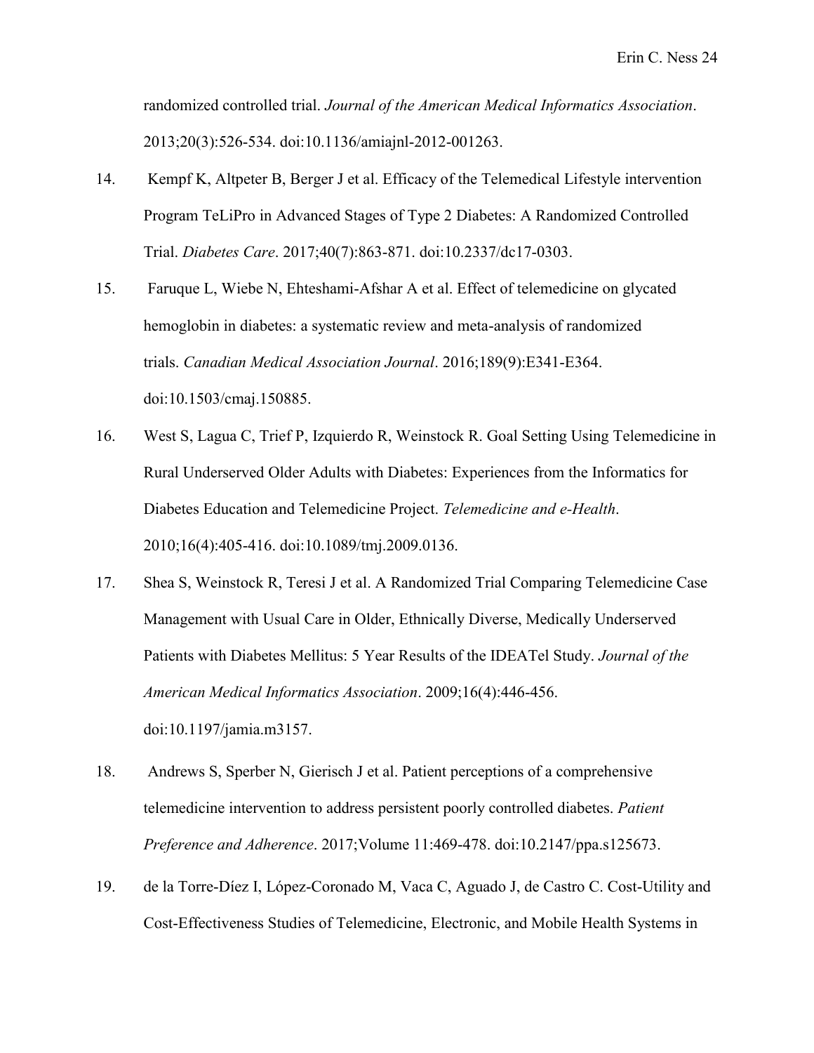randomized controlled trial. *Journal of the American Medical Informatics Association*. 2013;20(3):526-534. doi:10.1136/amiajnl-2012-001263.

14. Kempf K, Altpeter B, Berger J et al. Efficacy of the Telemedical Lifestyle intervention Program TeLiPro in Advanced Stages of Type 2 Diabetes: A Randomized Controlled Trial. *Diabetes Care*. 2017;40(7):863-871. doi:10.2337/dc17-0303.

15. Faruque L, Wiebe N, Ehteshami-Afshar A et al. Effect of telemedicine on glycated hemoglobin in diabetes: a systematic review and meta-analysis of randomized trials. *Canadian Medical Association Journal*. 2016;189(9):E341-E364. doi:10.1503/cmaj.150885.

16. West S, Lagua C, Trief P, Izquierdo R, Weinstock R. Goal Setting Using Telemedicine in Rural Underserved Older Adults with Diabetes: Experiences from the Informatics for Diabetes Education and Telemedicine Project. *Telemedicine and e-Health*. 2010;16(4):405-416. doi:10.1089/tmj.2009.0136.

17. Shea S, Weinstock R, Teresi J et al. A Randomized Trial Comparing Telemedicine Case Management with Usual Care in Older, Ethnically Diverse, Medically Underserved Patients with Diabetes Mellitus: 5 Year Results of the IDEATel Study. *Journal of the American Medical Informatics Association*. 2009;16(4):446-456. doi:10.1197/jamia.m3157.

18. Andrews S, Sperber N, Gierisch J et al. Patient perceptions of a comprehensive telemedicine intervention to address persistent poorly controlled diabetes. *Patient Preference and Adherence*. 2017;Volume 11:469-478. doi:10.2147/ppa.s125673.

19. de la Torre-Díez I, López-Coronado M, Vaca C, Aguado J, de Castro C. Cost-Utility and Cost-Effectiveness Studies of Telemedicine, Electronic, and Mobile Health Systems in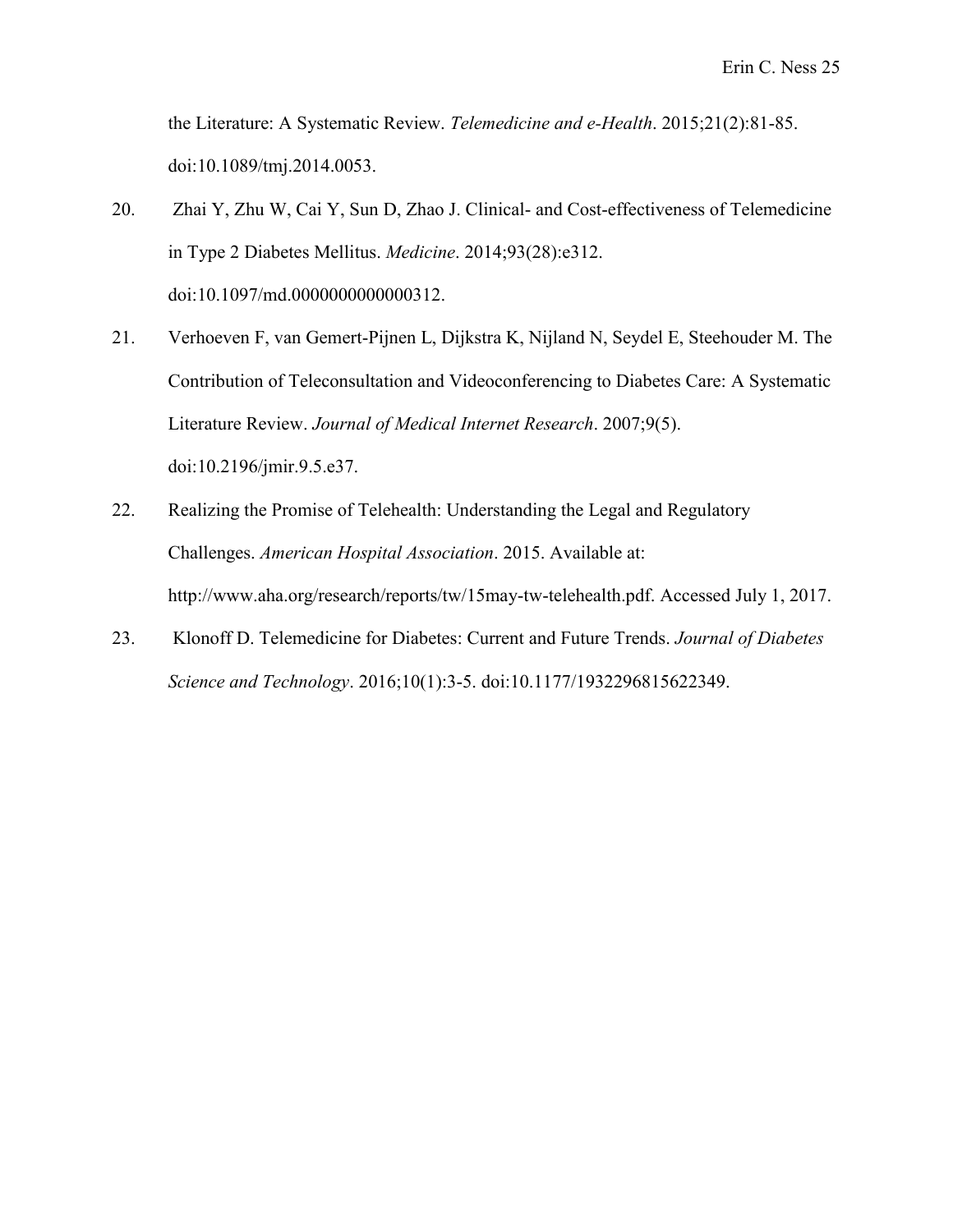the Literature: A Systematic Review. *Telemedicine and e-Health*. 2015;21(2):81-85. doi:10.1089/tmj.2014.0053.

20. Zhai Y, Zhu W, Cai Y, Sun D, Zhao J. Clinical- and Cost-effectiveness of Telemedicine in Type 2 Diabetes Mellitus. *Medicine*. 2014;93(28):e312. doi:10.1097/md.0000000000000312.

21. Verhoeven F, van Gemert-Pijnen L, Dijkstra K, Nijland N, Seydel E, Steehouder M. The Contribution of Teleconsultation and Videoconferencing to Diabetes Care: A Systematic Literature Review. *Journal of Medical Internet Research*. 2007;9(5). doi:10.2196/jmir.9.5.e37.

22. Realizing the Promise of Telehealth: Understanding the Legal and Regulatory Challenges. *American Hospital Association*. 2015. Available at: http://www.aha.org/research/reports/tw/15may-tw-telehealth.pdf. Accessed July 1, 2017.

23. Klonoff D. Telemedicine for Diabetes: Current and Future Trends. *Journal of Diabetes Science and Technology*. 2016;10(1):3-5. doi:10.1177/1932296815622349.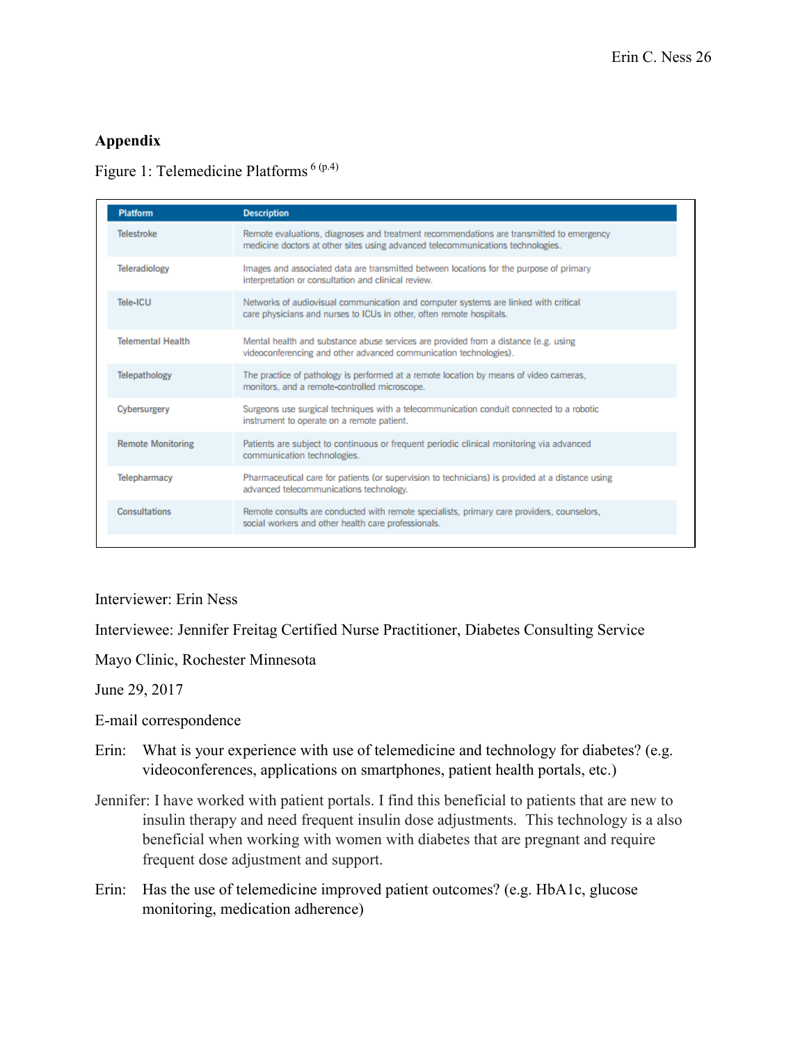## Appendix

Figure 1: Telemedicine Platforms [6 (p.4)]

| Platform | Description |
| --- | --- |
| Telestroke | Remote evaluations, diagnoses and treatment recommendations are transmitted to emergency medicine doctors at other sites using advanced telecommunications technologies. |
| Teleradiology | Images and associated data are transmitted between locations for the purpose of primary interpretation or consultation and clinical review. |
| Tele-ICU | Networks of audiovisual communication and computer systems are linked with critical care physicians and nurses to ICUs in other, often remote hospitals. |
| Telemental Health | Mental health and substance abuse services are provided from a distance (e.g. using videoconferencing and other advanced communication technologies). |
| Telepathology | The practice of pathology is performed at a remote location by means of video cameras, monitors, and a remote-controlled microscope. |
| Cybersurgery | Surgeons use surgical techniques with a telecommunication conduit connected to a robotic instrument to operate on a remote patient. |
| Remote Monitoring | Patients are subject to continuous or frequent periodic clinical monitoring via advanced communication technologies. |
| Telepharmacy | Pharmaceutical care for patients (or supervision to technicians) is provided at a distance using advanced telecommunications technology. |
| Consultations | Remote consults are conducted with remote specialists, primary care providers, counselors, social workers and other health care professionals. |

Interviewer: Erin Ness

Interviewee: Jennifer Freitag Certified Nurse Practitioner, Diabetes Consulting Service

Mayo Clinic, Rochester Minnesota

June 29, 2017

E-mail correspondence

Erin: What is your experience with use of telemedicine and technology for diabetes? (e.g. videoconferences, applications on smartphones, patient health portals, etc.)

Jennifer: I have worked with patient portals. I find this beneficial to patients that are new to insulin therapy and need frequent insulin dose adjustments. This technology is a also beneficial when working with women with diabetes that are pregnant and require frequent dose adjustment and support.

Erin: Has the use of telemedicine improved patient outcomes? (e.g. HbA1c, glucose monitoring, medication adherence)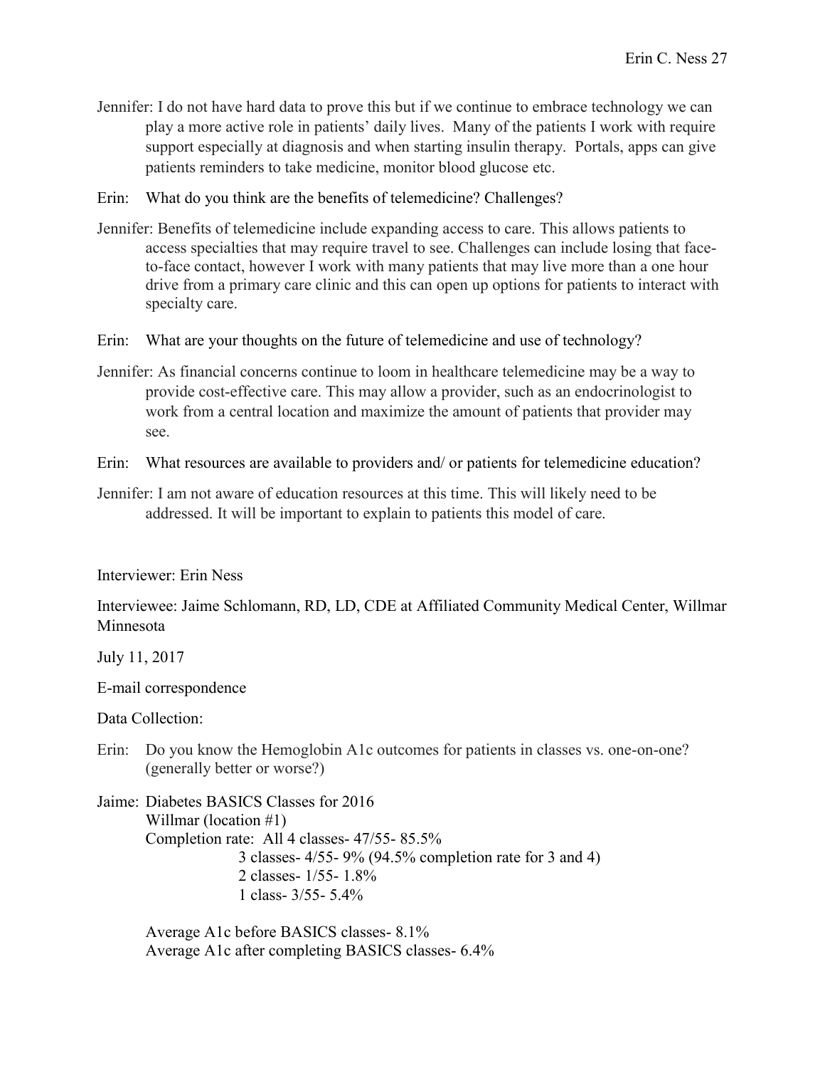Jennifer: I do not have hard data to prove this but if we continue to embrace technology we can play a more active role in patients' daily lives. Many of the patients I work with require support especially at diagnosis and when starting insulin therapy. Portals, apps can give patients reminders to take medicine, monitor blood glucose etc.

Erin: What do you think are the benefits of telemedicine? Challenges?

Jennifer: Benefits of telemedicine include expanding access to care. This allows patients to access specialties that may require travel to see. Challenges can include losing that face-to-face contact, however I work with many patients that may live more than a one hour drive from a primary care clinic and this can open up options for patients to interact with specialty care.

Erin: What are your thoughts on the future of telemedicine and use of technology?

Jennifer: As financial concerns continue to loom in healthcare telemedicine may be a way to provide cost-effective care. This may allow a provider, such as an endocrinologist to work from a central location and maximize the amount of patients that provider may see.

Erin: What resources are available to providers and/ or patients for telemedicine education?

Jennifer: I am not aware of education resources at this time. This will likely need to be addressed. It will be important to explain to patients this model of care.

Interviewer: Erin Ness

Interviewee: Jaime Schlomann, RD, LD, CDE at Affiliated Community Medical Center, Willmar Minnesota

July 11, 2017

E-mail correspondence

Data Collection:

Erin: Do you know the Hemoglobin A1c outcomes for patients in classes vs. one-on-one? (generally better or worse?)

Jaime: Diabetes BASICS Classes for 2016

Willmar (location #1)

Completion rate: All 4 classes- 47/55- 85.5%

3 classes- 4/55- 9% (94.5% completion rate for 3 and 4)

2 classes- 1/55- 1.8%

1 class- 3/55- 5.4%

Average A1c before BASICS classes- 8.1%

Average A1c after completing BASICS classes- 6.4%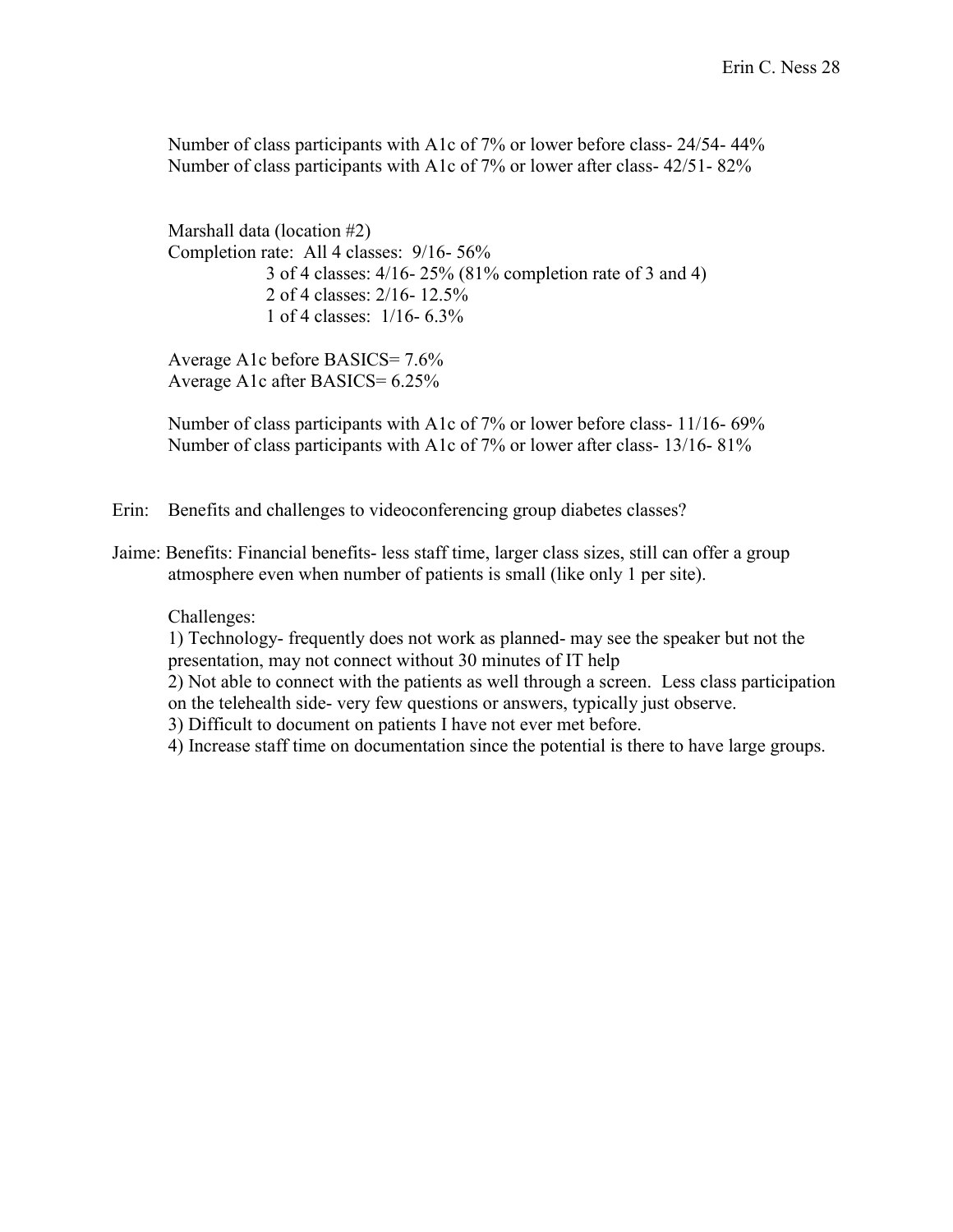Number of class participants with A1c of 7% or lower before class- 24/54- 44%
Number of class participants with A1c of 7% or lower after class- 42/51- 82%

Marshall data (location #2)
Completion rate: All 4 classes: 9/16- 56%
3 of 4 classes: 4/16- 25% (81% completion rate of 3 and 4)
2 of 4 classes: 2/16- 12.5%
1 of 4 classes: 1/16- 6.3%

Average A1c before BASICS= 7.6%
Average A1c after BASICS= 6.25%

Number of class participants with A1c of 7% or lower before class- 11/16- 69%
Number of class participants with A1c of 7% or lower after class- 13/16- 81%

Erin: Benefits and challenges to videoconferencing group diabetes classes?

Jaime: Benefits: Financial benefits- less staff time, larger class sizes, still can offer a group atmosphere even when number of patients is small (like only 1 per site).

Challenges:
1) Technology- frequently does not work as planned- may see the speaker but not the presentation, may not connect without 30 minutes of IT help
2) Not able to connect with the patients as well through a screen. Less class participation on the telehealth side- very few questions or answers, typically just observe.
3) Difficult to document on patients I have not ever met before.
4) Increase staff time on documentation since the potential is there to have large groups.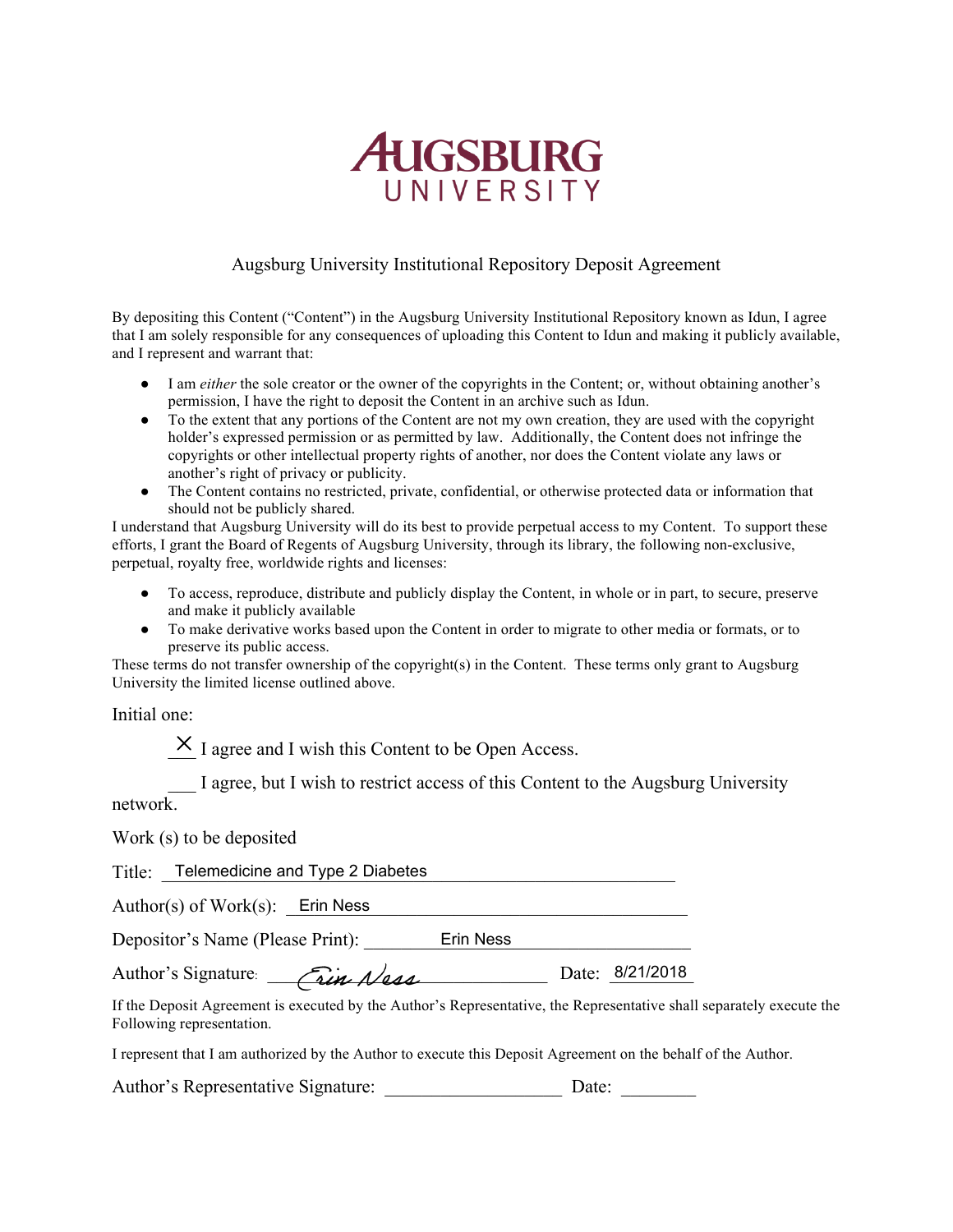# AUGSBURG UNIVERSITY

## Augsburg University Institutional Repository Deposit Agreement

By depositing this Content ("Content") in the Augsburg University Institutional Repository known as Idun, I agree that I am solely responsible for any consequences of uploading this Content to Idun and making it publicly available, and I represent and warrant that:

- I am *either* the sole creator or the owner of the copyrights in the Content; or, without obtaining another's permission, I have the right to deposit the Content in an archive such as Idun.
- To the extent that any portions of the Content are not my own creation, they are used with the copyright holder's expressed permission or as permitted by law. Additionally, the Content does not infringe the copyrights or other intellectual property rights of another, nor does the Content violate any laws or another's right of privacy or publicity.
- The Content contains no restricted, private, confidential, or otherwise protected data or information that should not be publicly shared.

I understand that Augsburg University will do its best to provide perpetual access to my Content. To support these efforts, I grant the Board of Regents of Augsburg University, through its library, the following non-exclusive, perpetual, royalty free, worldwide rights and licenses:

- To access, reproduce, distribute and publicly display the Content, in whole or in part, to secure, preserve and make it publicly available
- To make derivative works based upon the Content in order to migrate to other media or formats, or to preserve its public access.

These terms do not transfer ownership of the copyright(s) in the Content. These terms only grant to Augsburg University the limited license outlined above.

Initial one:

X I agree and I wish this Content to be Open Access.

___ I agree, but I wish to restrict access of this Content to the Augsburg University network.

Work (s) to be deposited

Title: Telemedicine and Type 2 Diabetes

Author(s) of Work(s): Erin Ness

Depositor's Name (Please Print): Erin Ness

Author's Signature: Erin Ness Date: 8/21/2018

If the Deposit Agreement is executed by the Author's Representative, the Representative shall separately execute the Following representation.

I represent that I am authorized by the Author to execute this Deposit Agreement on the behalf of the Author.

Author's Representative Signature: ___________________ Date: ________